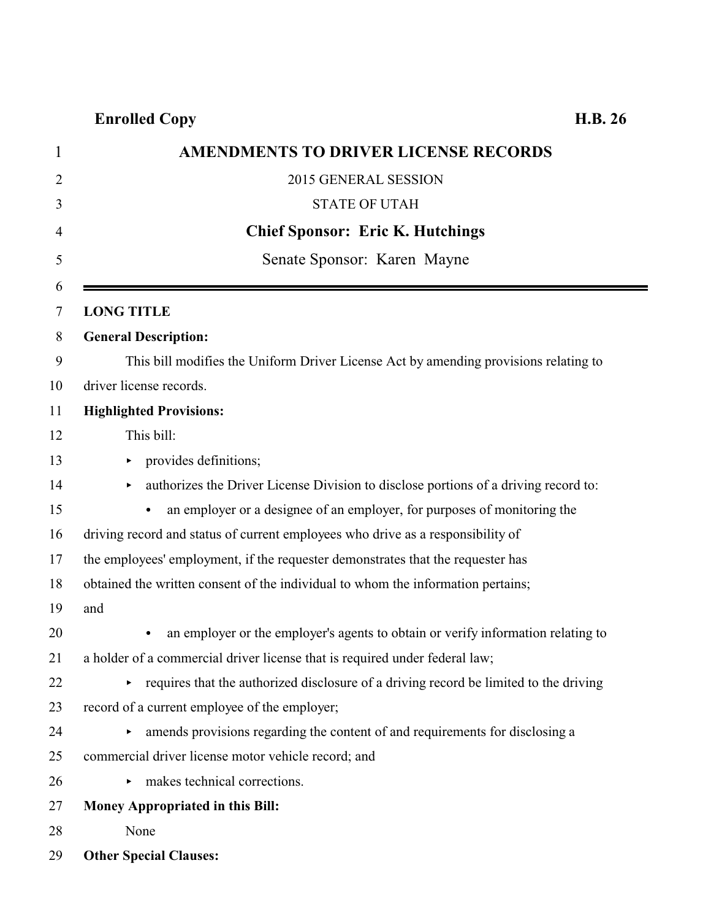**Enrolled Copy** **H.B. 26**

# AMENDMENTS TO DRIVER LICENSE RECORDS

2015 GENERAL SESSION

STATE OF UTAH

**Chief Sponsor: Eric K. Hutchings**

Senate Sponsor: Karen Mayne

---

**LONG TITLE**

**General Description:**

This bill modifies the Uniform Driver License Act by amending provisions relating to driver license records.

**Highlighted Provisions:**

This bill:

- provides definitions;
- authorizes the Driver License Division to disclose portions of a driving record to:
  - an employer or a designee of an employer, for purposes of monitoring the driving record and status of current employees who drive as a responsibility of the employees' employment, if the requester demonstrates that the requester has obtained the written consent of the individual to whom the information pertains; and
  - an employer or the employer's agents to obtain or verify information relating to a holder of a commercial driver license that is required under federal law;
- requires that the authorized disclosure of a driving record be limited to the driving record of a current employee of the employer;
- amends provisions regarding the content of and requirements for disclosing a commercial driver license motor vehicle record; and
- makes technical corrections.

**Money Appropriated in this Bill:**

None

**Other Special Clauses:**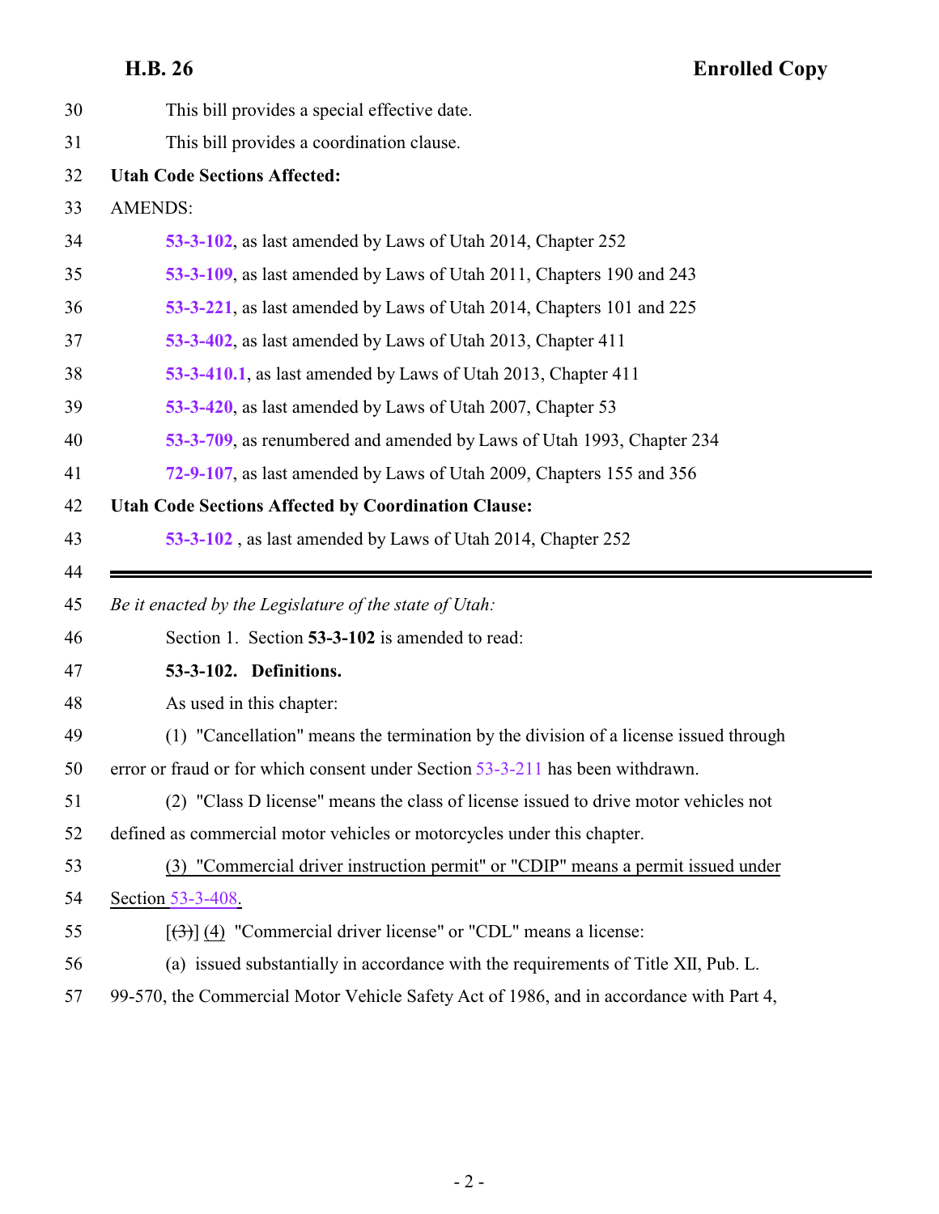This bill provides a special effective date.

This bill provides a coordination clause.

**Utah Code Sections Affected:**

AMENDS:

**53-3-102**, as last amended by Laws of Utah 2014, Chapter 252

**53-3-109**, as last amended by Laws of Utah 2011, Chapters 190 and 243

**53-3-221**, as last amended by Laws of Utah 2014, Chapters 101 and 225

**53-3-402**, as last amended by Laws of Utah 2013, Chapter 411

**53-3-410.1**, as last amended by Laws of Utah 2013, Chapter 411

**53-3-420**, as last amended by Laws of Utah 2007, Chapter 53

**53-3-709**, as renumbered and amended by Laws of Utah 1993, Chapter 234

**72-9-107**, as last amended by Laws of Utah 2009, Chapters 155 and 356

**Utah Code Sections Affected by Coordination Clause:**

**53-3-102** , as last amended by Laws of Utah 2014, Chapter 252

---

*Be it enacted by the Legislature of the state of Utah:*

Section 1. Section **53-3-102** is amended to read:

**53-3-102. Definitions.**

As used in this chapter:

(1) "Cancellation" means the termination by the division of a license issued through error or fraud or for which consent under Section 53-3-211 has been withdrawn.

(2) "Class D license" means the class of license issued to drive motor vehicles not defined as commercial motor vehicles or motorcycles under this chapter.

(3) "Commercial driver instruction permit" or "CDIP" means a permit issued under Section 53-3-408.

[~~(3)~~] (4) "Commercial driver license" or "CDL" means a license:

(a) issued substantially in accordance with the requirements of Title XII, Pub. L. 99-570, the Commercial Motor Vehicle Safety Act of 1986, and in accordance with Part 4,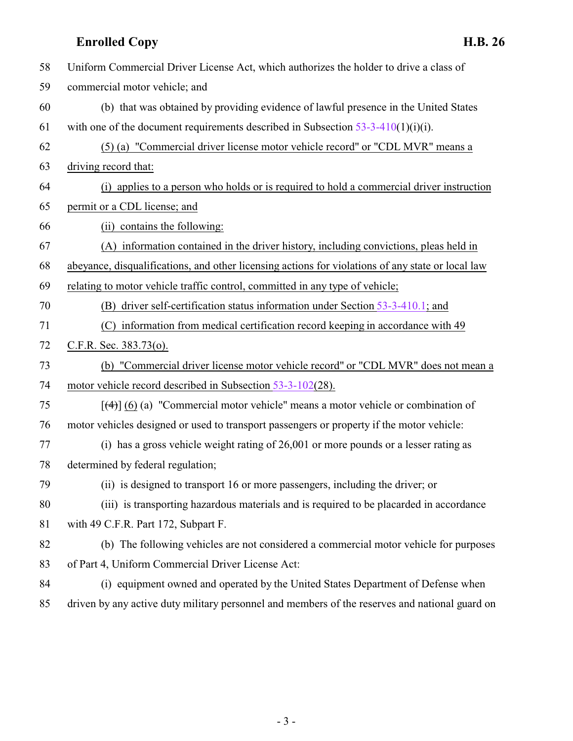Uniform Commercial Driver License Act, which authorizes the holder to drive a class of commercial motor vehicle; and

(b) that was obtained by providing evidence of lawful presence in the United States with one of the document requirements described in Subsection 53-3-410(1)(i)(i).

<u>(5) (a) "Commercial driver license motor vehicle record" or "CDL MVR" means a driving record that:</u>

<u>(i) applies to a person who holds or is required to hold a commercial driver instruction permit or a CDL license; and</u>

<u>(ii) contains the following:</u>

<u>(A) information contained in the driver history, including convictions, pleas held in abeyance, disqualifications, and other licensing actions for violations of any state or local law relating to motor vehicle traffic control, committed in any type of vehicle;</u>

<u>(B) driver self-certification status information under Section 53-3-410.1; and</u>

<u>(C) information from medical certification record keeping in accordance with 49 C.F.R. Sec. 383.73(o).</u>

<u>(b) "Commercial driver license motor vehicle record" or "CDL MVR" does not mean a motor vehicle record described in Subsection 53-3-102(28).</u>

[~~(4)~~] <u>(6)</u> (a) "Commercial motor vehicle" means a motor vehicle or combination of motor vehicles designed or used to transport passengers or property if the motor vehicle:

(i) has a gross vehicle weight rating of 26,001 or more pounds or a lesser rating as determined by federal regulation;

(ii) is designed to transport 16 or more passengers, including the driver; or

(iii) is transporting hazardous materials and is required to be placarded in accordance with 49 C.F.R. Part 172, Subpart F.

(b) The following vehicles are not considered a commercial motor vehicle for purposes of Part 4, Uniform Commercial Driver License Act:

(i) equipment owned and operated by the United States Department of Defense when driven by any active duty military personnel and members of the reserves and national guard on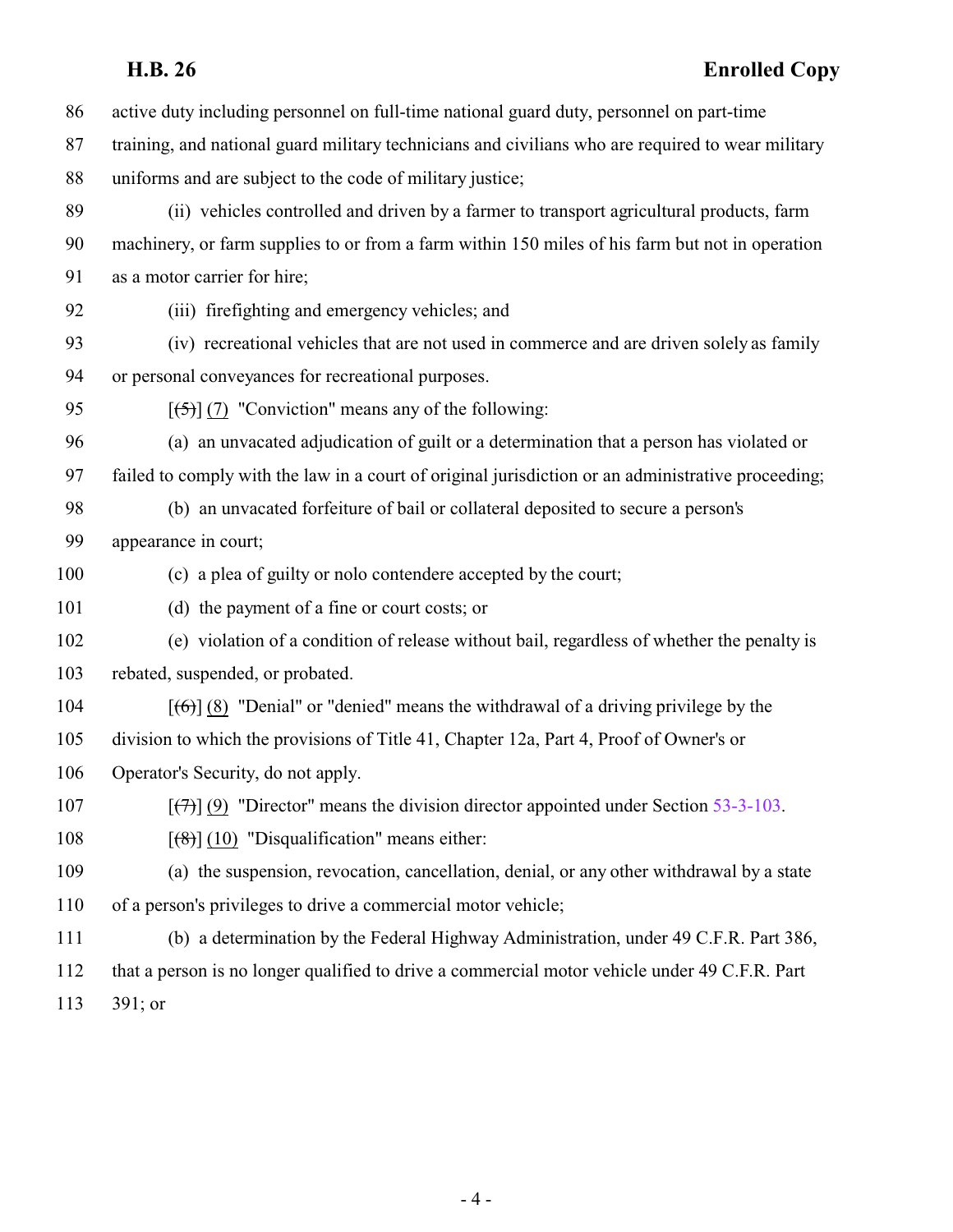active duty including personnel on full-time national guard duty, personnel on part-time training, and national guard military technicians and civilians who are required to wear military uniforms and are subject to the code of military justice;

(ii) vehicles controlled and driven by a farmer to transport agricultural products, farm machinery, or farm supplies to or from a farm within 150 miles of his farm but not in operation as a motor carrier for hire;

(iii) firefighting and emergency vehicles; and

(iv) recreational vehicles that are not used in commerce and are driven solely as family or personal conveyances for recreational purposes.

[~~(5)~~] (7) "Conviction" means any of the following:

(a) an unvacated adjudication of guilt or a determination that a person has violated or failed to comply with the law in a court of original jurisdiction or an administrative proceeding;

(b) an unvacated forfeiture of bail or collateral deposited to secure a person's appearance in court;

(c) a plea of guilty or nolo contendere accepted by the court;

(d) the payment of a fine or court costs; or

(e) violation of a condition of release without bail, regardless of whether the penalty is rebated, suspended, or probated.

[~~(6)~~] (8) "Denial" or "denied" means the withdrawal of a driving privilege by the division to which the provisions of Title 41, Chapter 12a, Part 4, Proof of Owner's or Operator's Security, do not apply.

[~~(7)~~] (9) "Director" means the division director appointed under Section 53-3-103.

[~~(8)~~] (10) "Disqualification" means either:

(a) the suspension, revocation, cancellation, denial, or any other withdrawal by a state of a person's privileges to drive a commercial motor vehicle;

(b) a determination by the Federal Highway Administration, under 49 C.F.R. Part 386, that a person is no longer qualified to drive a commercial motor vehicle under 49 C.F.R. Part 391; or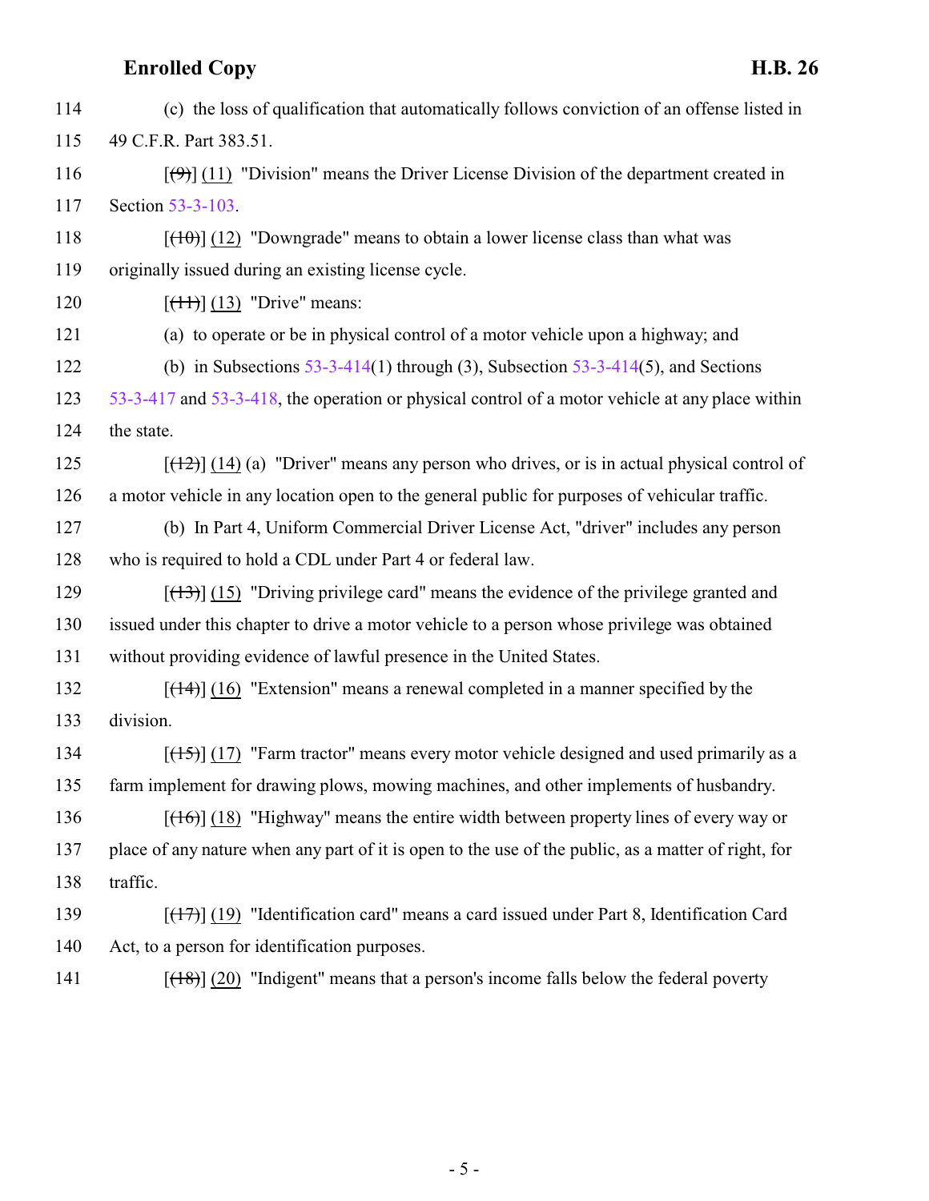114 (c) the loss of qualification that automatically follows conviction of an offense listed in
115 49 C.F.R. Part 383.51.

116 [~~(9)~~] (11) "Division" means the Driver License Division of the department created in
117 Section 53-3-103.

118 [~~(10)~~] (12) "Downgrade" means to obtain a lower license class than what was
119 originally issued during an existing license cycle.

120 [~~(11)~~] (13) "Drive" means:

121 (a) to operate or be in physical control of a motor vehicle upon a highway; and

122 (b) in Subsections 53-3-414(1) through (3), Subsection 53-3-414(5), and Sections
123 53-3-417 and 53-3-418, the operation or physical control of a motor vehicle at any place within
124 the state.

125 [~~(12)~~] (14) (a) "Driver" means any person who drives, or is in actual physical control of
126 a motor vehicle in any location open to the general public for purposes of vehicular traffic.

127 (b) In Part 4, Uniform Commercial Driver License Act, "driver" includes any person
128 who is required to hold a CDL under Part 4 or federal law.

129 [~~(13)~~] (15) "Driving privilege card" means the evidence of the privilege granted and
130 issued under this chapter to drive a motor vehicle to a person whose privilege was obtained
131 without providing evidence of lawful presence in the United States.

132 [~~(14)~~] (16) "Extension" means a renewal completed in a manner specified by the
133 division.

134 [~~(15)~~] (17) "Farm tractor" means every motor vehicle designed and used primarily as a
135 farm implement for drawing plows, mowing machines, and other implements of husbandry.

136 [~~(16)~~] (18) "Highway" means the entire width between property lines of every way or
137 place of any nature when any part of it is open to the use of the public, as a matter of right, for
138 traffic.

139 [~~(17)~~] (19) "Identification card" means a card issued under Part 8, Identification Card
140 Act, to a person for identification purposes.

141 [~~(18)~~] (20) "Indigent" means that a person's income falls below the federal poverty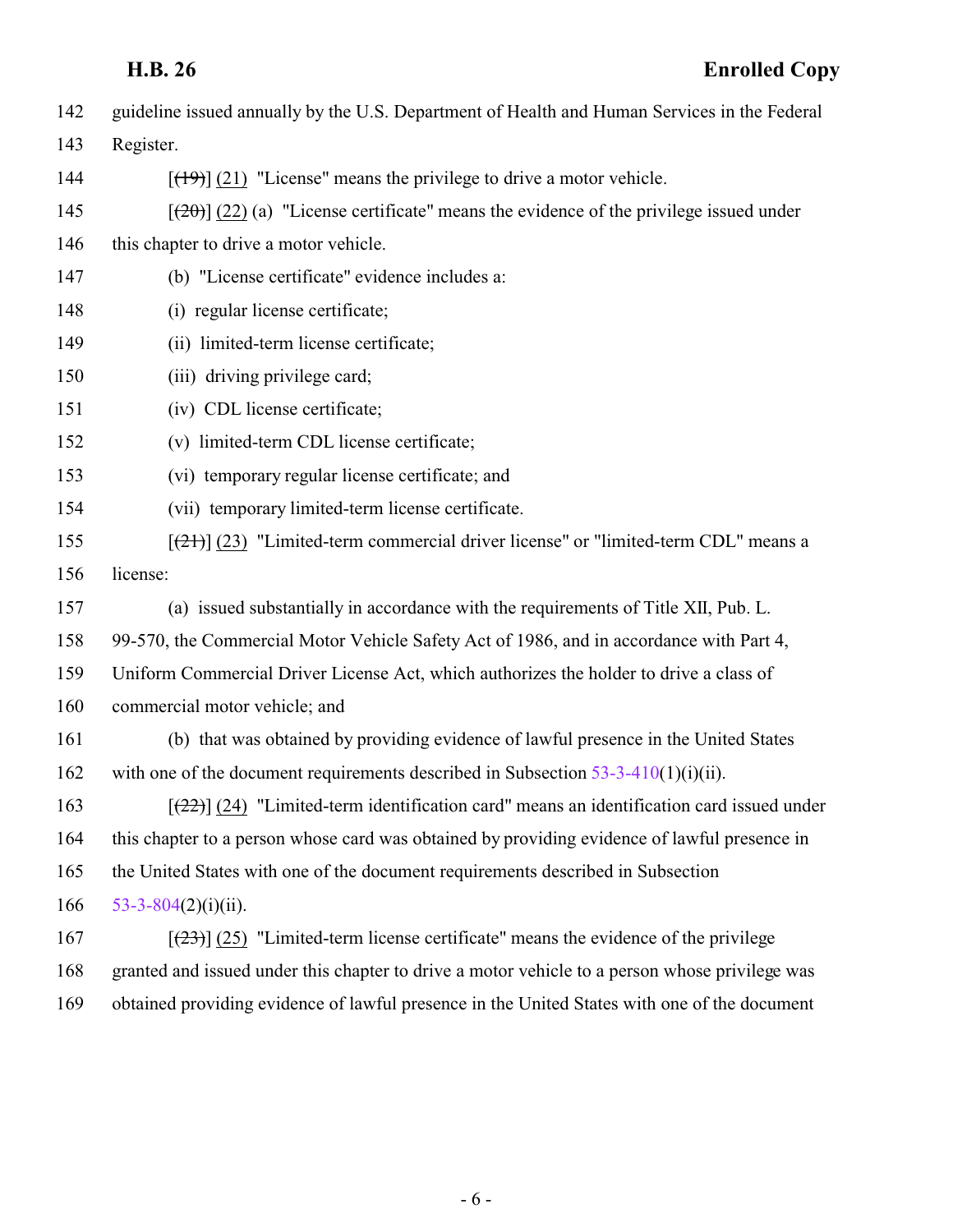142 guideline issued annually by the U.S. Department of Health and Human Services in the Federal
143 Register.

144 [~~(19)~~] (21) "License" means the privilege to drive a motor vehicle.

145 [~~(20)~~] (22) (a) "License certificate" means the evidence of the privilege issued under
146 this chapter to drive a motor vehicle.

147 (b) "License certificate" evidence includes a:

148 (i) regular license certificate;

149 (ii) limited-term license certificate;

150 (iii) driving privilege card;

151 (iv) CDL license certificate;

152 (v) limited-term CDL license certificate;

153 (vi) temporary regular license certificate; and

154 (vii) temporary limited-term license certificate.

155 [~~(21)~~] (23) "Limited-term commercial driver license" or "limited-term CDL" means a
156 license:

157 (a) issued substantially in accordance with the requirements of Title XII, Pub. L.
158 99-570, the Commercial Motor Vehicle Safety Act of 1986, and in accordance with Part 4,
159 Uniform Commercial Driver License Act, which authorizes the holder to drive a class of
160 commercial motor vehicle; and

161 (b) that was obtained by providing evidence of lawful presence in the United States
162 with one of the document requirements described in Subsection 53-3-410(1)(i)(ii).

163 [~~(22)~~] (24) "Limited-term identification card" means an identification card issued under
164 this chapter to a person whose card was obtained by providing evidence of lawful presence in
165 the United States with one of the document requirements described in Subsection
166 53-3-804(2)(i)(ii).

167 [~~(23)~~] (25) "Limited-term license certificate" means the evidence of the privilege
168 granted and issued under this chapter to drive a motor vehicle to a person whose privilege was
169 obtained providing evidence of lawful presence in the United States with one of the document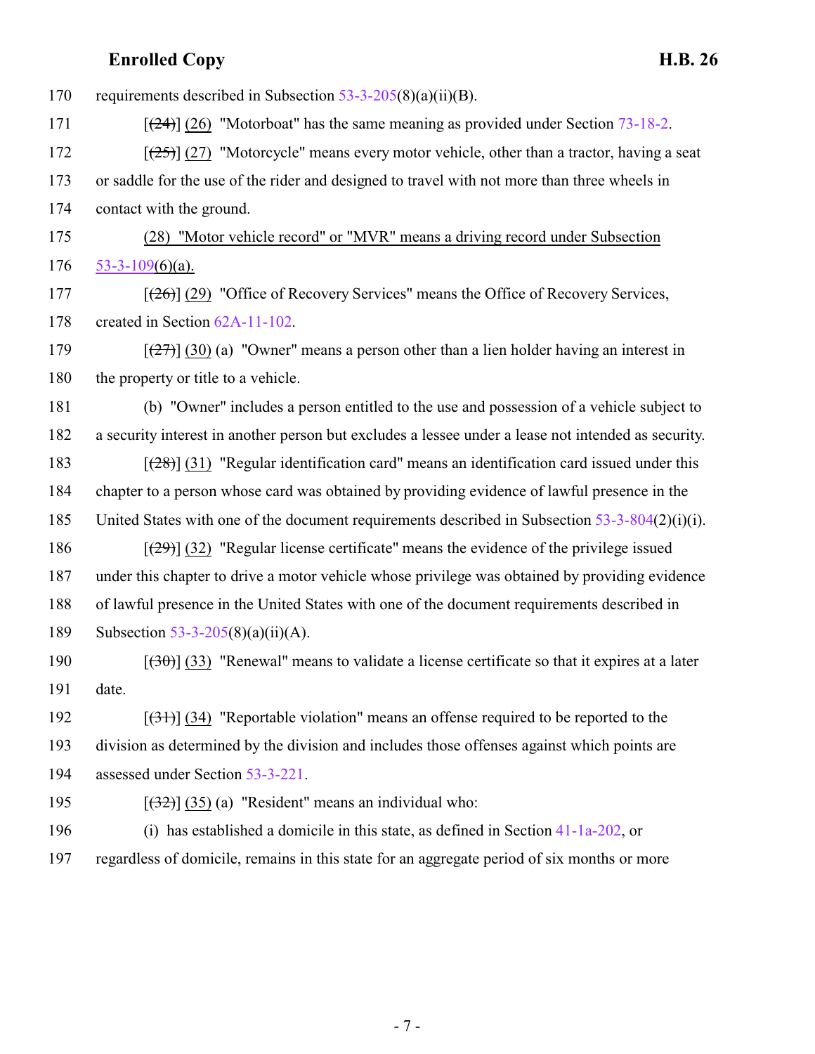170 requirements described in Subsection 53-3-205(8)(a)(ii)(B).

171 [(24)] (26) "Motorboat" has the same meaning as provided under Section 73-18-2.

172 [(25)] (27) "Motorcycle" means every motor vehicle, other than a tractor, having a seat
173 or saddle for the use of the rider and designed to travel with not more than three wheels in
174 contact with the ground.

175 (28) "Motor vehicle record" or "MVR" means a driving record under Subsection
176 53-3-109(6)(a).

177 [(26)] (29) "Office of Recovery Services" means the Office of Recovery Services,
178 created in Section 62A-11-102.

179 [(27)] (30) (a) "Owner" means a person other than a lien holder having an interest in
180 the property or title to a vehicle.

181 (b) "Owner" includes a person entitled to the use and possession of a vehicle subject to
182 a security interest in another person but excludes a lessee under a lease not intended as security.

183 [(28)] (31) "Regular identification card" means an identification card issued under this
184 chapter to a person whose card was obtained by providing evidence of lawful presence in the
185 United States with one of the document requirements described in Subsection 53-3-804(2)(i)(i).

186 [(29)] (32) "Regular license certificate" means the evidence of the privilege issued
187 under this chapter to drive a motor vehicle whose privilege was obtained by providing evidence
188 of lawful presence in the United States with one of the document requirements described in
189 Subsection 53-3-205(8)(a)(ii)(A).

190 [(30)] (33) "Renewal" means to validate a license certificate so that it expires at a later
191 date.

192 [(31)] (34) "Reportable violation" means an offense required to be reported to the
193 division as determined by the division and includes those offenses against which points are
194 assessed under Section 53-3-221.

195 [(32)] (35) (a) "Resident" means an individual who:

196 (i) has established a domicile in this state, as defined in Section 41-1a-202, or
197 regardless of domicile, remains in this state for an aggregate period of six months or more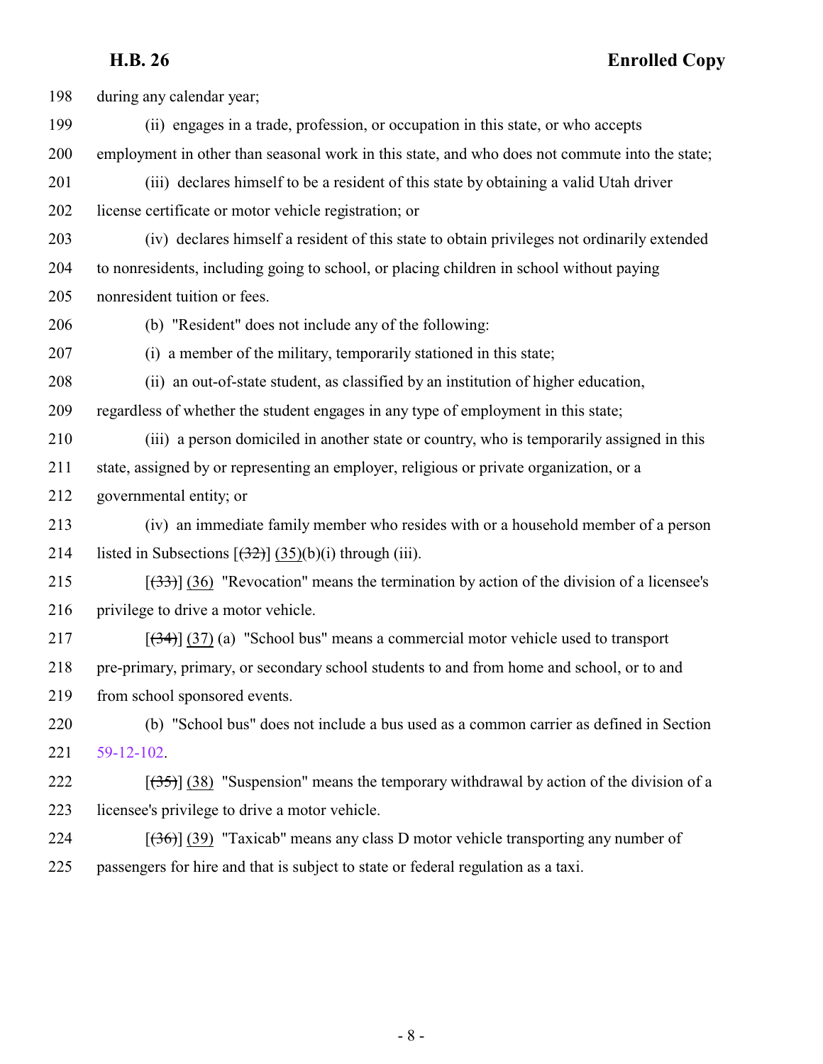198 during any calendar year;

199 (ii) engages in a trade, profession, or occupation in this state, or who accepts

200 employment in other than seasonal work in this state, and who does not commute into the state;

201 (iii) declares himself to be a resident of this state by obtaining a valid Utah driver

202 license certificate or motor vehicle registration; or

203 (iv) declares himself a resident of this state to obtain privileges not ordinarily extended

204 to nonresidents, including going to school, or placing children in school without paying

205 nonresident tuition or fees.

206 (b) "Resident" does not include any of the following:

207 (i) a member of the military, temporarily stationed in this state;

208 (ii) an out-of-state student, as classified by an institution of higher education,

209 regardless of whether the student engages in any type of employment in this state;

210 (iii) a person domiciled in another state or country, who is temporarily assigned in this

211 state, assigned by or representing an employer, religious or private organization, or a

212 governmental entity; or

213 (iv) an immediate family member who resides with or a household member of a person

214 listed in Subsections [~~(32)~~] (35)(b)(i) through (iii).

215 [~~(33)~~] (36) "Revocation" means the termination by action of the division of a licensee's

216 privilege to drive a motor vehicle.

217 [~~(34)~~] (37) (a) "School bus" means a commercial motor vehicle used to transport

218 pre-primary, primary, or secondary school students to and from home and school, or to and

219 from school sponsored events.

220 (b) "School bus" does not include a bus used as a common carrier as defined in Section

221 59-12-102.

222 [~~(35)~~] (38) "Suspension" means the temporary withdrawal by action of the division of a

223 licensee's privilege to drive a motor vehicle.

224 [~~(36)~~] (39) "Taxicab" means any class D motor vehicle transporting any number of

225 passengers for hire and that is subject to state or federal regulation as a taxi.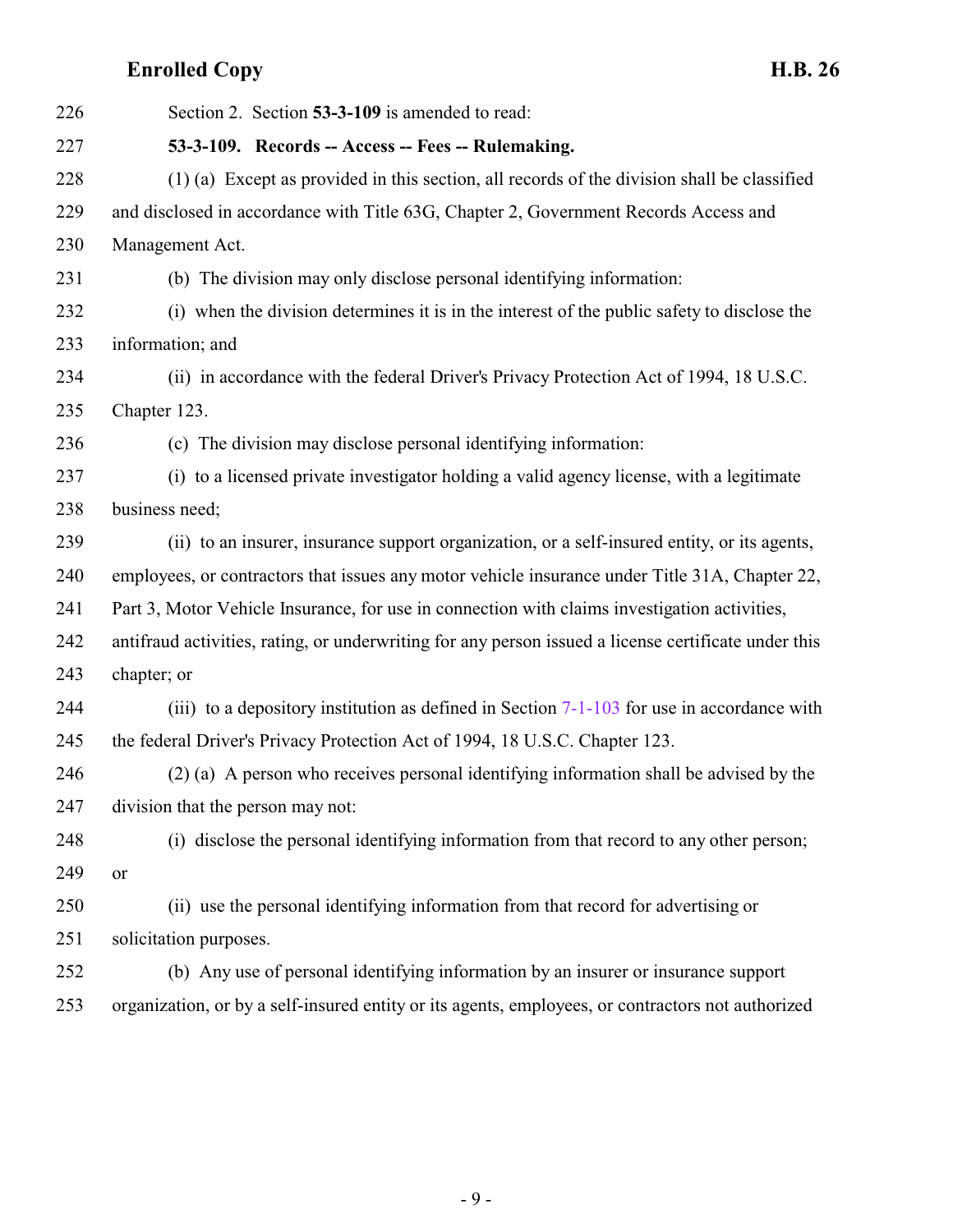Section 2. Section **53-3-109** is amended to read:

**53-3-109. Records -- Access -- Fees -- Rulemaking.**

(1) (a) Except as provided in this section, all records of the division shall be classified and disclosed in accordance with Title 63G, Chapter 2, Government Records Access and Management Act.

(b) The division may only disclose personal identifying information:

(i) when the division determines it is in the interest of the public safety to disclose the information; and

(ii) in accordance with the federal Driver's Privacy Protection Act of 1994, 18 U.S.C. Chapter 123.

(c) The division may disclose personal identifying information:

(i) to a licensed private investigator holding a valid agency license, with a legitimate business need;

(ii) to an insurer, insurance support organization, or a self-insured entity, or its agents, employees, or contractors that issues any motor vehicle insurance under Title 31A, Chapter 22, Part 3, Motor Vehicle Insurance, for use in connection with claims investigation activities, antifraud activities, rating, or underwriting for any person issued a license certificate under this chapter; or

(iii) to a depository institution as defined in Section 7-1-103 for use in accordance with the federal Driver's Privacy Protection Act of 1994, 18 U.S.C. Chapter 123.

(2) (a) A person who receives personal identifying information shall be advised by the division that the person may not:

(i) disclose the personal identifying information from that record to any other person; or

(ii) use the personal identifying information from that record for advertising or solicitation purposes.

(b) Any use of personal identifying information by an insurer or insurance support organization, or by a self-insured entity or its agents, employees, or contractors not authorized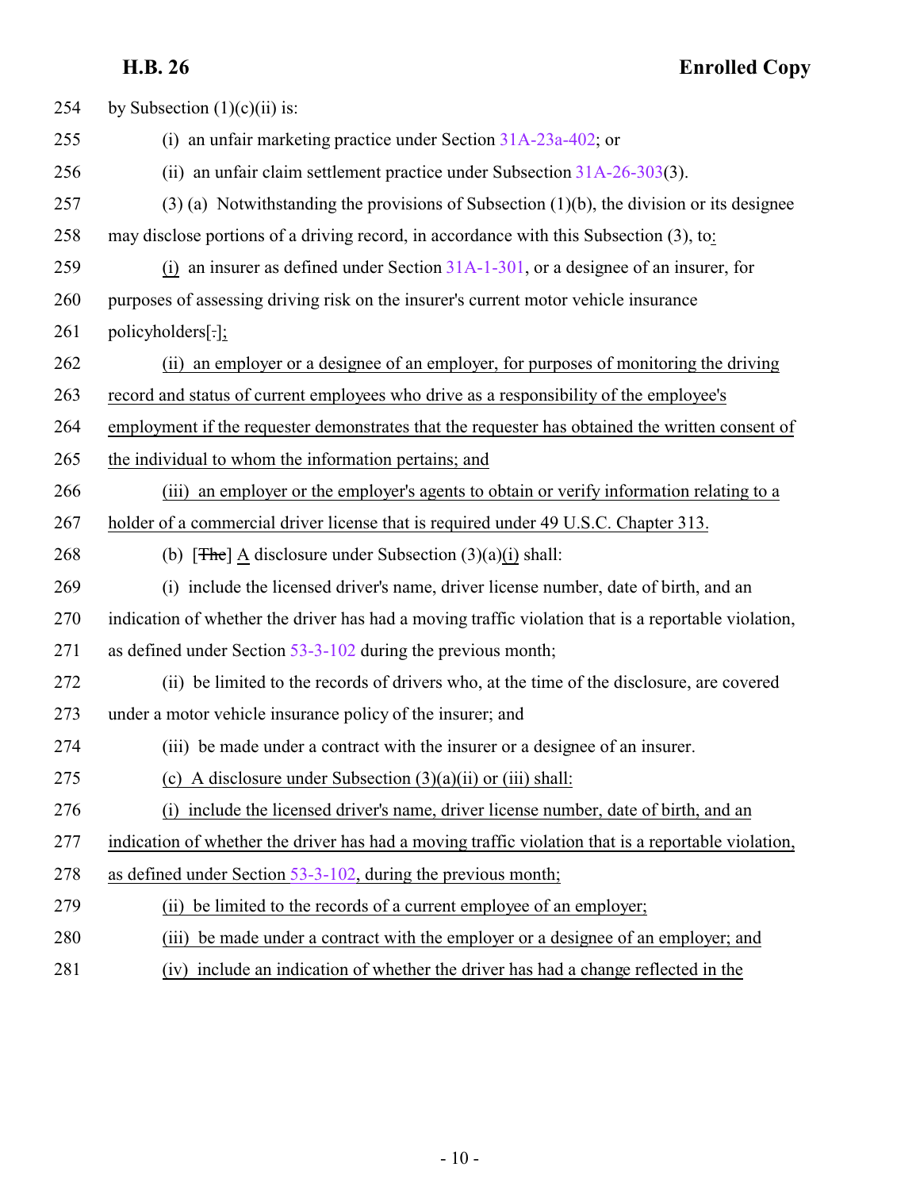by Subsection (1)(c)(ii) is:

(i) an unfair marketing practice under Section 31A-23a-402; or

(ii) an unfair claim settlement practice under Subsection 31A-26-303(3).

(3) (a) Notwithstanding the provisions of Subsection (1)(b), the division or its designee may disclose portions of a driving record, in accordance with this Subsection (3), to:

(i) an insurer as defined under Section 31A-1-301, or a designee of an insurer, for purposes of assessing driving risk on the insurer's current motor vehicle insurance policyholders[.];

(ii) an employer or a designee of an employer, for purposes of monitoring the driving record and status of current employees who drive as a responsibility of the employee's employment if the requester demonstrates that the requester has obtained the written consent of the individual to whom the information pertains; and

(iii) an employer or the employer's agents to obtain or verify information relating to a holder of a commercial driver license that is required under 49 U.S.C. Chapter 313.

(b) [~~The~~] A disclosure under Subsection (3)(a)(i) shall:

(i) include the licensed driver's name, driver license number, date of birth, and an indication of whether the driver has had a moving traffic violation that is a reportable violation, as defined under Section 53-3-102 during the previous month;

(ii) be limited to the records of drivers who, at the time of the disclosure, are covered under a motor vehicle insurance policy of the insurer; and

(iii) be made under a contract with the insurer or a designee of an insurer.

(c) A disclosure under Subsection (3)(a)(ii) or (iii) shall:

(i) include the licensed driver's name, driver license number, date of birth, and an indication of whether the driver has had a moving traffic violation that is a reportable violation, as defined under Section 53-3-102, during the previous month;

(ii) be limited to the records of a current employee of an employer;

(iii) be made under a contract with the employer or a designee of an employer; and

(iv) include an indication of whether the driver has had a change reflected in the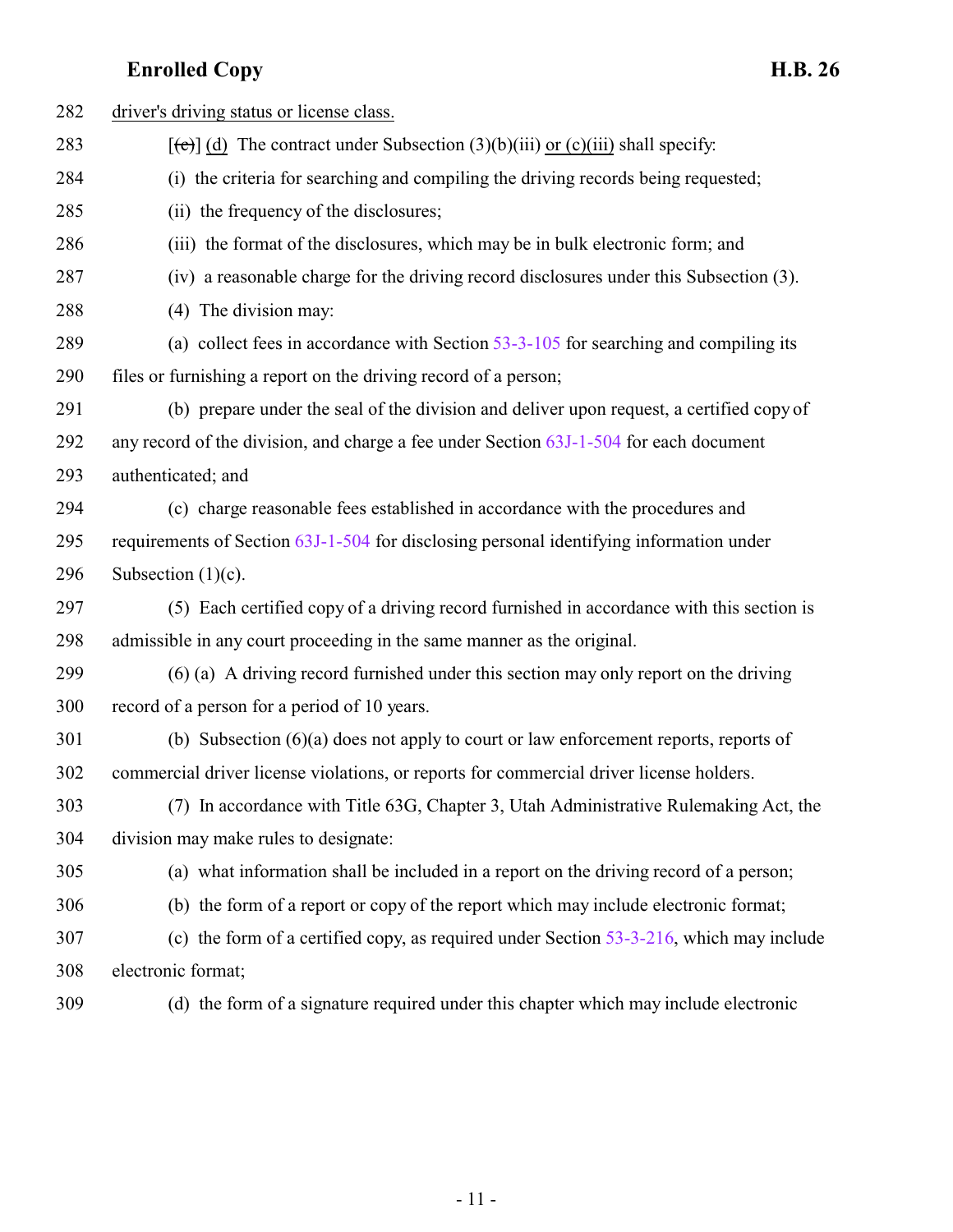282 driver's driving status or license class.

283 [(c)] (d) The contract under Subsection (3)(b)(iii) or (c)(iii) shall specify:

284 (i) the criteria for searching and compiling the driving records being requested;

285 (ii) the frequency of the disclosures;

286 (iii) the format of the disclosures, which may be in bulk electronic form; and

287 (iv) a reasonable charge for the driving record disclosures under this Subsection (3).

288 (4) The division may:

289 (a) collect fees in accordance with Section 53-3-105 for searching and compiling its

290 files or furnishing a report on the driving record of a person;

291 (b) prepare under the seal of the division and deliver upon request, a certified copy of

292 any record of the division, and charge a fee under Section 63J-1-504 for each document

293 authenticated; and

294 (c) charge reasonable fees established in accordance with the procedures and

295 requirements of Section 63J-1-504 for disclosing personal identifying information under

296 Subsection (1)(c).

297 (5) Each certified copy of a driving record furnished in accordance with this section is

298 admissible in any court proceeding in the same manner as the original.

299 (6) (a) A driving record furnished under this section may only report on the driving

300 record of a person for a period of 10 years.

301 (b) Subsection (6)(a) does not apply to court or law enforcement reports, reports of

302 commercial driver license violations, or reports for commercial driver license holders.

303 (7) In accordance with Title 63G, Chapter 3, Utah Administrative Rulemaking Act, the

304 division may make rules to designate:

305 (a) what information shall be included in a report on the driving record of a person;

306 (b) the form of a report or copy of the report which may include electronic format;

307 (c) the form of a certified copy, as required under Section 53-3-216, which may include

308 electronic format;

309 (d) the form of a signature required under this chapter which may include electronic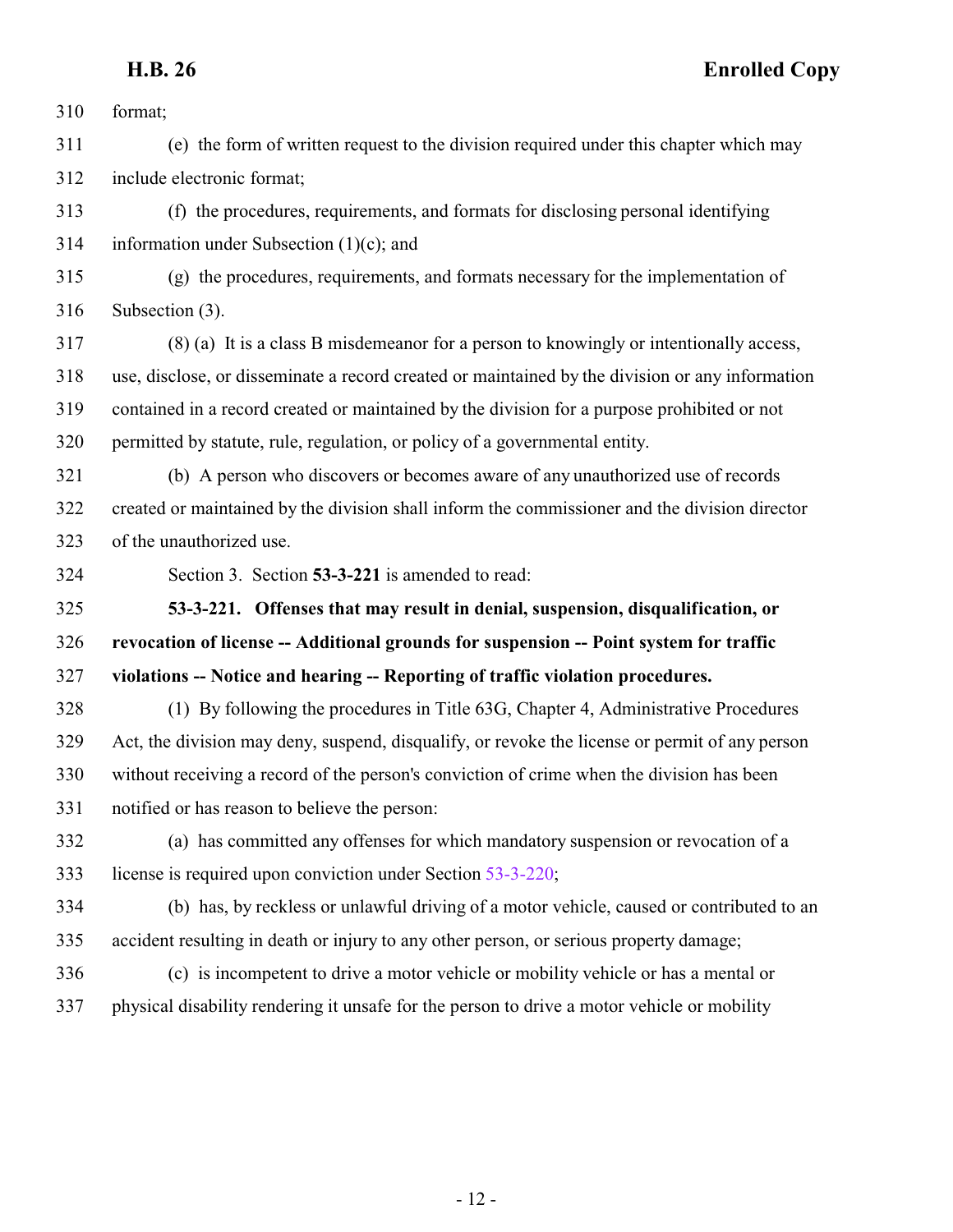format;

(e) the form of written request to the division required under this chapter which may include electronic format;

(f) the procedures, requirements, and formats for disclosing personal identifying information under Subsection (1)(c); and

(g) the procedures, requirements, and formats necessary for the implementation of Subsection (3).

(8) (a) It is a class B misdemeanor for a person to knowingly or intentionally access, use, disclose, or disseminate a record created or maintained by the division or any information contained in a record created or maintained by the division for a purpose prohibited or not permitted by statute, rule, regulation, or policy of a governmental entity.

(b) A person who discovers or becomes aware of any unauthorized use of records created or maintained by the division shall inform the commissioner and the division director of the unauthorized use.

Section 3. Section **53-3-221** is amended to read:

**53-3-221. Offenses that may result in denial, suspension, disqualification, or revocation of license -- Additional grounds for suspension -- Point system for traffic violations -- Notice and hearing -- Reporting of traffic violation procedures.**

(1) By following the procedures in Title 63G, Chapter 4, Administrative Procedures Act, the division may deny, suspend, disqualify, or revoke the license or permit of any person without receiving a record of the person's conviction of crime when the division has been notified or has reason to believe the person:

(a) has committed any offenses for which mandatory suspension or revocation of a license is required upon conviction under Section 53-3-220;

(b) has, by reckless or unlawful driving of a motor vehicle, caused or contributed to an accident resulting in death or injury to any other person, or serious property damage;

(c) is incompetent to drive a motor vehicle or mobility vehicle or has a mental or physical disability rendering it unsafe for the person to drive a motor vehicle or mobility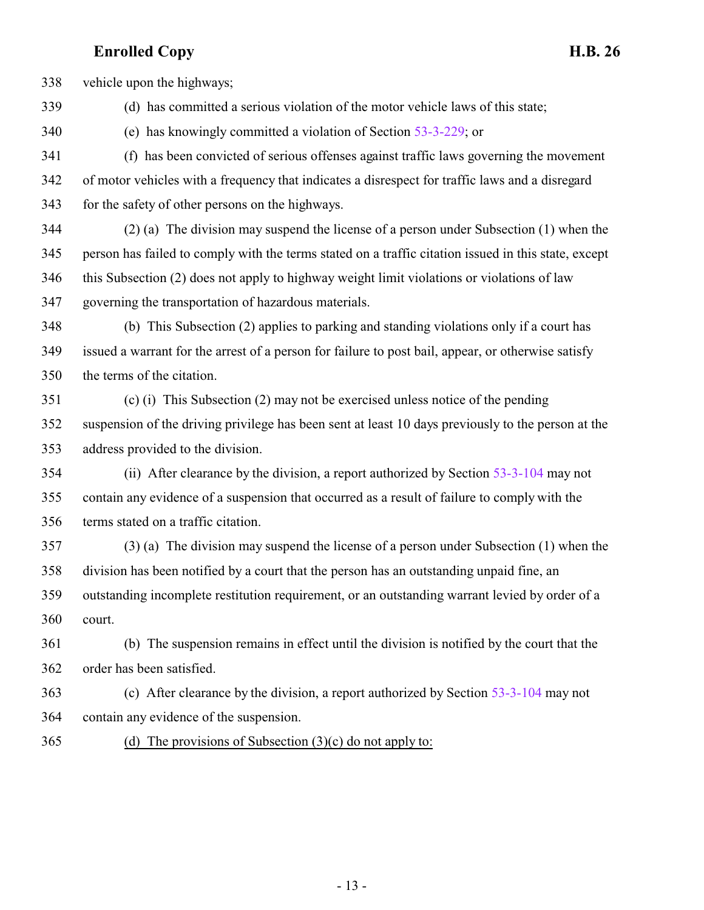338 vehicle upon the highways;

339 (d) has committed a serious violation of the motor vehicle laws of this state;

340 (e) has knowingly committed a violation of Section 53-3-229; or

341 (f) has been convicted of serious offenses against traffic laws governing the movement

342 of motor vehicles with a frequency that indicates a disrespect for traffic laws and a disregard

343 for the safety of other persons on the highways.

344 (2) (a) The division may suspend the license of a person under Subsection (1) when the

345 person has failed to comply with the terms stated on a traffic citation issued in this state, except

346 this Subsection (2) does not apply to highway weight limit violations or violations of law

347 governing the transportation of hazardous materials.

348 (b) This Subsection (2) applies to parking and standing violations only if a court has

349 issued a warrant for the arrest of a person for failure to post bail, appear, or otherwise satisfy

350 the terms of the citation.

351 (c) (i) This Subsection (2) may not be exercised unless notice of the pending

352 suspension of the driving privilege has been sent at least 10 days previously to the person at the

353 address provided to the division.

354 (ii) After clearance by the division, a report authorized by Section 53-3-104 may not

355 contain any evidence of a suspension that occurred as a result of failure to comply with the

356 terms stated on a traffic citation.

357 (3) (a) The division may suspend the license of a person under Subsection (1) when the

358 division has been notified by a court that the person has an outstanding unpaid fine, an

359 outstanding incomplete restitution requirement, or an outstanding warrant levied by order of a

360 court.

361 (b) The suspension remains in effect until the division is notified by the court that the

362 order has been satisfied.

363 (c) After clearance by the division, a report authorized by Section 53-3-104 may not

364 contain any evidence of the suspension.

365 <u>(d) The provisions of Subsection (3)(c) do not apply to:</u>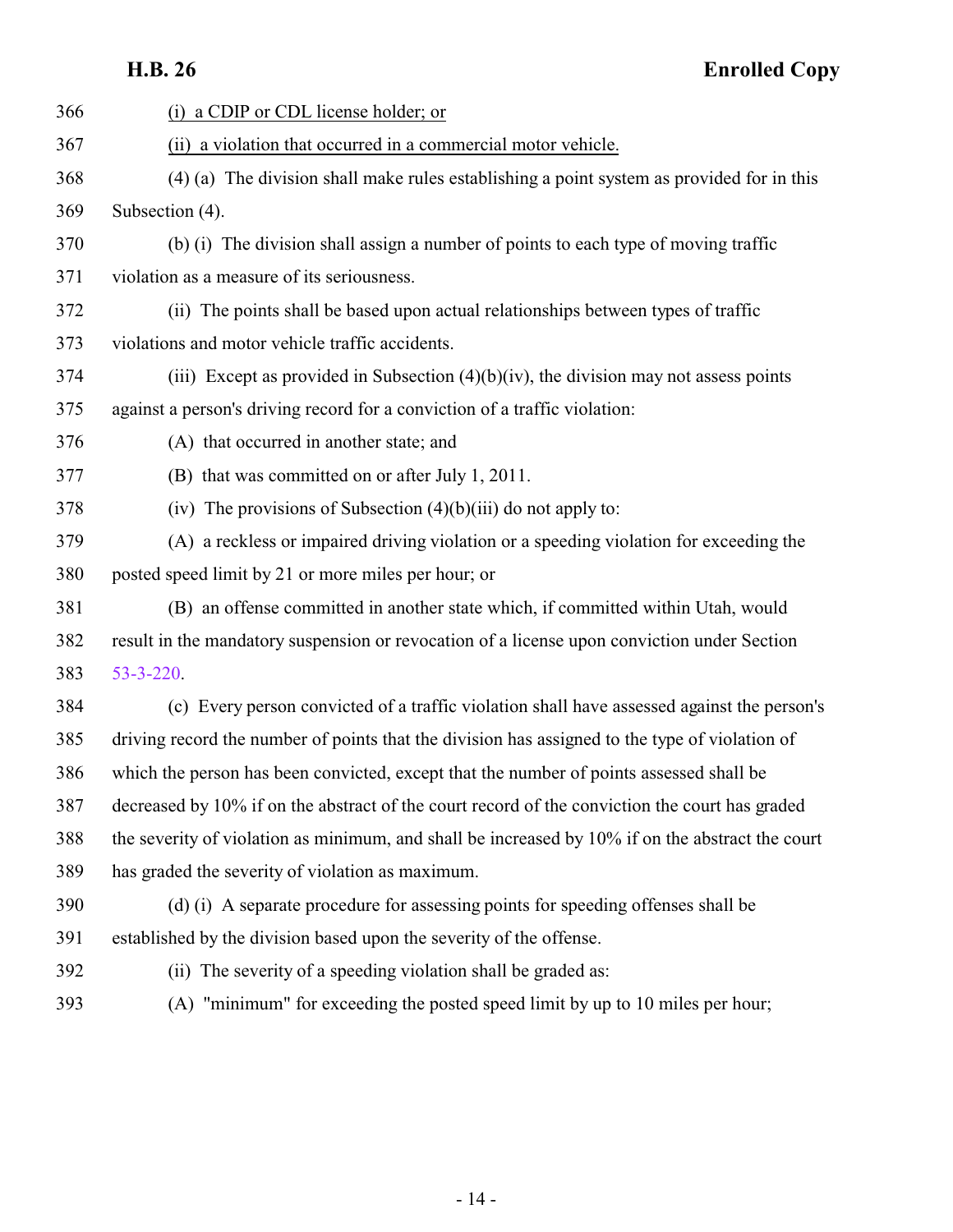(i) a CDIP or CDL license holder; or

(ii) a violation that occurred in a commercial motor vehicle.

(4) (a) The division shall make rules establishing a point system as provided for in this Subsection (4).

(b) (i) The division shall assign a number of points to each type of moving traffic violation as a measure of its seriousness.

(ii) The points shall be based upon actual relationships between types of traffic violations and motor vehicle traffic accidents.

(iii) Except as provided in Subsection (4)(b)(iv), the division may not assess points against a person's driving record for a conviction of a traffic violation:

(A) that occurred in another state; and

(B) that was committed on or after July 1, 2011.

(iv) The provisions of Subsection (4)(b)(iii) do not apply to:

(A) a reckless or impaired driving violation or a speeding violation for exceeding the posted speed limit by 21 or more miles per hour; or

(B) an offense committed in another state which, if committed within Utah, would result in the mandatory suspension or revocation of a license upon conviction under Section 53-3-220.

(c) Every person convicted of a traffic violation shall have assessed against the person's driving record the number of points that the division has assigned to the type of violation of which the person has been convicted, except that the number of points assessed shall be decreased by 10% if on the abstract of the court record of the conviction the court has graded the severity of violation as minimum, and shall be increased by 10% if on the abstract the court has graded the severity of violation as maximum.

(d) (i) A separate procedure for assessing points for speeding offenses shall be established by the division based upon the severity of the offense.

(ii) The severity of a speeding violation shall be graded as:

(A) "minimum" for exceeding the posted speed limit by up to 10 miles per hour;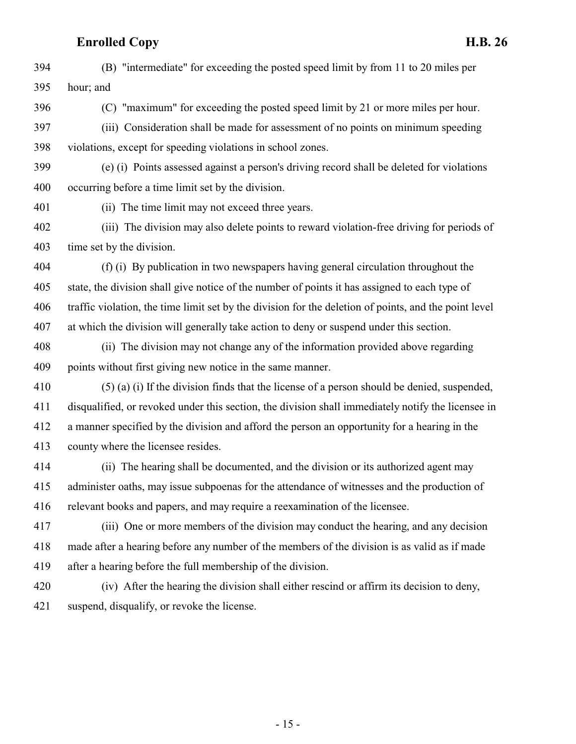(B) "intermediate" for exceeding the posted speed limit by from 11 to 20 miles per hour; and

(C) "maximum" for exceeding the posted speed limit by 21 or more miles per hour.

(iii) Consideration shall be made for assessment of no points on minimum speeding violations, except for speeding violations in school zones.

(e) (i) Points assessed against a person's driving record shall be deleted for violations occurring before a time limit set by the division.

(ii) The time limit may not exceed three years.

(iii) The division may also delete points to reward violation-free driving for periods of time set by the division.

(f) (i) By publication in two newspapers having general circulation throughout the state, the division shall give notice of the number of points it has assigned to each type of traffic violation, the time limit set by the division for the deletion of points, and the point level at which the division will generally take action to deny or suspend under this section.

(ii) The division may not change any of the information provided above regarding points without first giving new notice in the same manner.

(5) (a) (i) If the division finds that the license of a person should be denied, suspended, disqualified, or revoked under this section, the division shall immediately notify the licensee in a manner specified by the division and afford the person an opportunity for a hearing in the county where the licensee resides.

(ii) The hearing shall be documented, and the division or its authorized agent may administer oaths, may issue subpoenas for the attendance of witnesses and the production of relevant books and papers, and may require a reexamination of the licensee.

(iii) One or more members of the division may conduct the hearing, and any decision made after a hearing before any number of the members of the division is as valid as if made after a hearing before the full membership of the division.

(iv) After the hearing the division shall either rescind or affirm its decision to deny, suspend, disqualify, or revoke the license.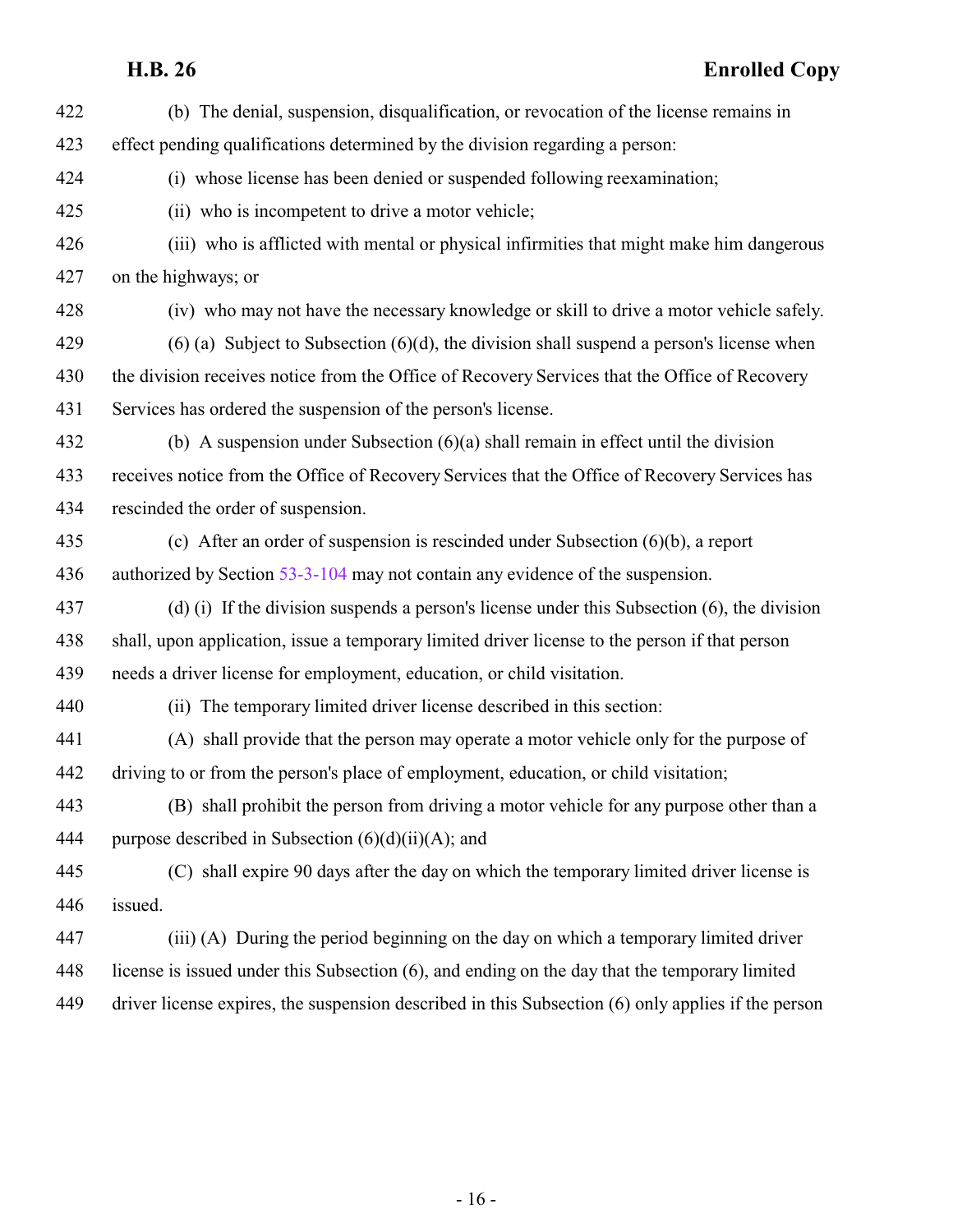(b) The denial, suspension, disqualification, or revocation of the license remains in effect pending qualifications determined by the division regarding a person:

(i) whose license has been denied or suspended following reexamination;

(ii) who is incompetent to drive a motor vehicle;

(iii) who is afflicted with mental or physical infirmities that might make him dangerous on the highways; or

(iv) who may not have the necessary knowledge or skill to drive a motor vehicle safely.

(6) (a) Subject to Subsection (6)(d), the division shall suspend a person's license when the division receives notice from the Office of Recovery Services that the Office of Recovery Services has ordered the suspension of the person's license.

(b) A suspension under Subsection (6)(a) shall remain in effect until the division receives notice from the Office of Recovery Services that the Office of Recovery Services has rescinded the order of suspension.

(c) After an order of suspension is rescinded under Subsection (6)(b), a report authorized by Section 53-3-104 may not contain any evidence of the suspension.

(d) (i) If the division suspends a person's license under this Subsection (6), the division shall, upon application, issue a temporary limited driver license to the person if that person needs a driver license for employment, education, or child visitation.

(ii) The temporary limited driver license described in this section:

(A) shall provide that the person may operate a motor vehicle only for the purpose of driving to or from the person's place of employment, education, or child visitation;

(B) shall prohibit the person from driving a motor vehicle for any purpose other than a purpose described in Subsection (6)(d)(ii)(A); and

(C) shall expire 90 days after the day on which the temporary limited driver license is issued.

(iii) (A) During the period beginning on the day on which a temporary limited driver license is issued under this Subsection (6), and ending on the day that the temporary limited driver license expires, the suspension described in this Subsection (6) only applies if the person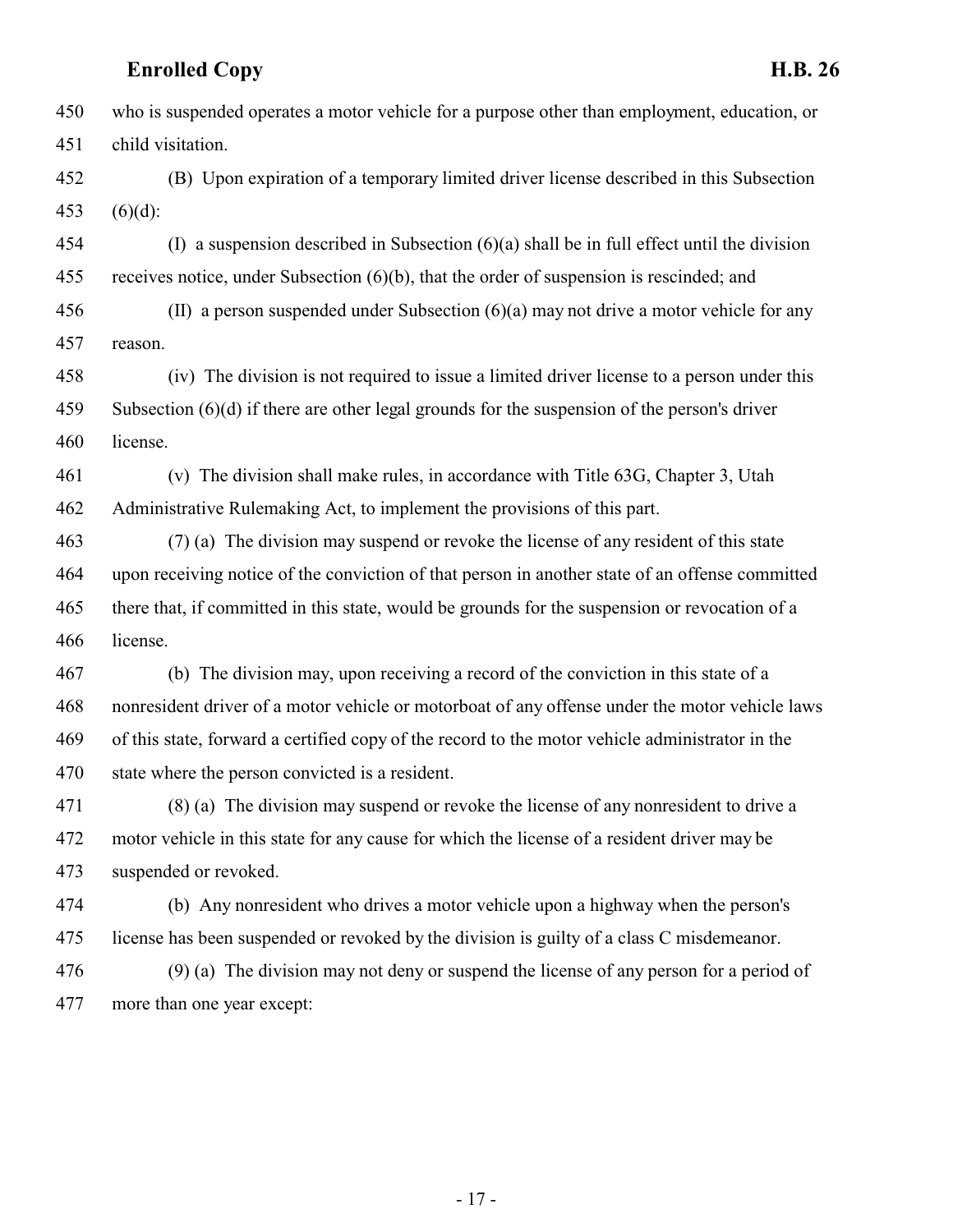who is suspended operates a motor vehicle for a purpose other than employment, education, or child visitation.

(B) Upon expiration of a temporary limited driver license described in this Subsection (6)(d):

(I) a suspension described in Subsection (6)(a) shall be in full effect until the division receives notice, under Subsection (6)(b), that the order of suspension is rescinded; and

(II) a person suspended under Subsection (6)(a) may not drive a motor vehicle for any reason.

(iv) The division is not required to issue a limited driver license to a person under this Subsection (6)(d) if there are other legal grounds for the suspension of the person's driver license.

(v) The division shall make rules, in accordance with Title 63G, Chapter 3, Utah Administrative Rulemaking Act, to implement the provisions of this part.

(7) (a) The division may suspend or revoke the license of any resident of this state upon receiving notice of the conviction of that person in another state of an offense committed there that, if committed in this state, would be grounds for the suspension or revocation of a license.

(b) The division may, upon receiving a record of the conviction in this state of a nonresident driver of a motor vehicle or motorboat of any offense under the motor vehicle laws of this state, forward a certified copy of the record to the motor vehicle administrator in the state where the person convicted is a resident.

(8) (a) The division may suspend or revoke the license of any nonresident to drive a motor vehicle in this state for any cause for which the license of a resident driver may be suspended or revoked.

(b) Any nonresident who drives a motor vehicle upon a highway when the person's license has been suspended or revoked by the division is guilty of a class C misdemeanor.

(9) (a) The division may not deny or suspend the license of any person for a period of more than one year except: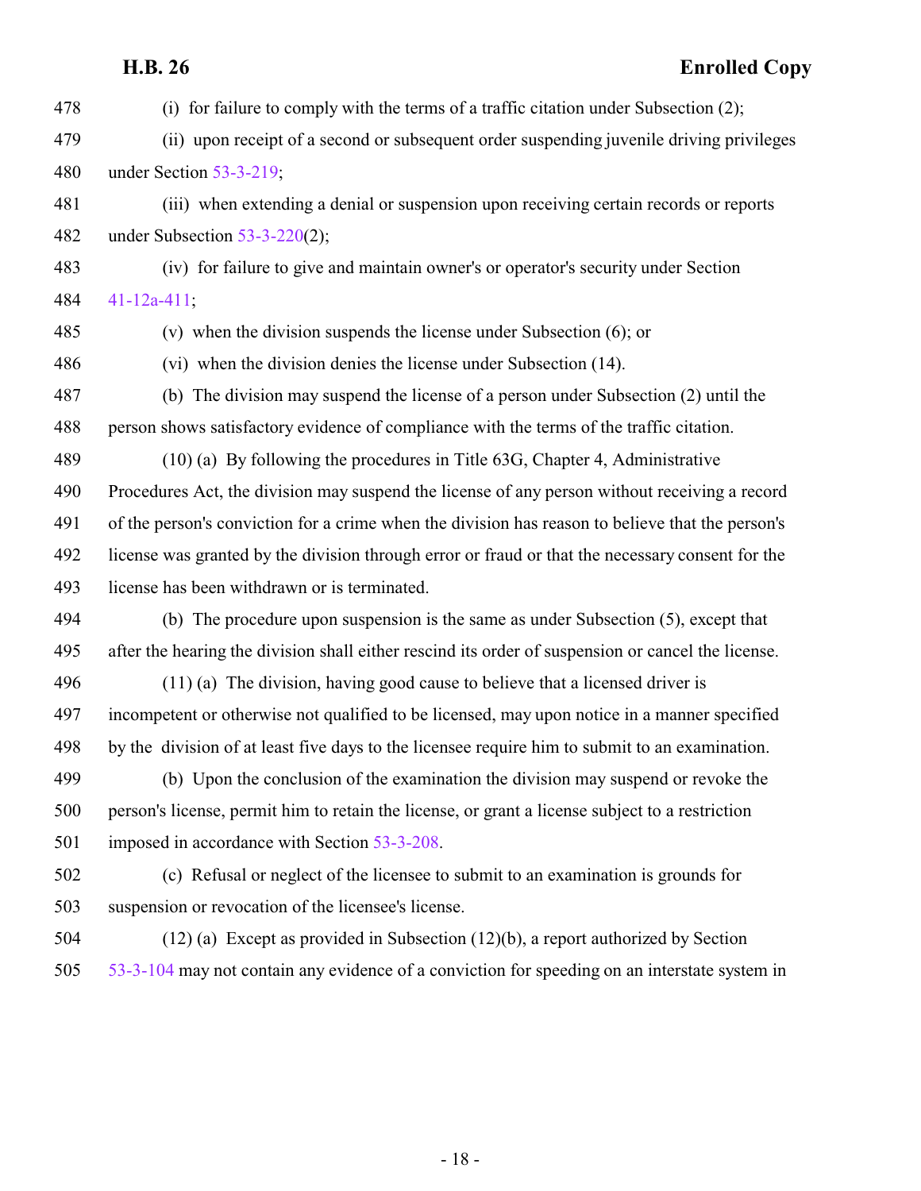(i) for failure to comply with the terms of a traffic citation under Subsection (2);

(ii) upon receipt of a second or subsequent order suspending juvenile driving privileges under Section 53-3-219;

(iii) when extending a denial or suspension upon receiving certain records or reports under Subsection 53-3-220(2);

(iv) for failure to give and maintain owner's or operator's security under Section 41-12a-411;

(v) when the division suspends the license under Subsection (6); or

(vi) when the division denies the license under Subsection (14).

(b) The division may suspend the license of a person under Subsection (2) until the person shows satisfactory evidence of compliance with the terms of the traffic citation.

(10) (a) By following the procedures in Title 63G, Chapter 4, Administrative Procedures Act, the division may suspend the license of any person without receiving a record of the person's conviction for a crime when the division has reason to believe that the person's license was granted by the division through error or fraud or that the necessary consent for the license has been withdrawn or is terminated.

(b) The procedure upon suspension is the same as under Subsection (5), except that after the hearing the division shall either rescind its order of suspension or cancel the license.

(11) (a) The division, having good cause to believe that a licensed driver is incompetent or otherwise not qualified to be licensed, may upon notice in a manner specified by the division of at least five days to the licensee require him to submit to an examination.

(b) Upon the conclusion of the examination the division may suspend or revoke the person's license, permit him to retain the license, or grant a license subject to a restriction imposed in accordance with Section 53-3-208.

(c) Refusal or neglect of the licensee to submit to an examination is grounds for suspension or revocation of the licensee's license.

(12) (a) Except as provided in Subsection (12)(b), a report authorized by Section 53-3-104 may not contain any evidence of a conviction for speeding on an interstate system in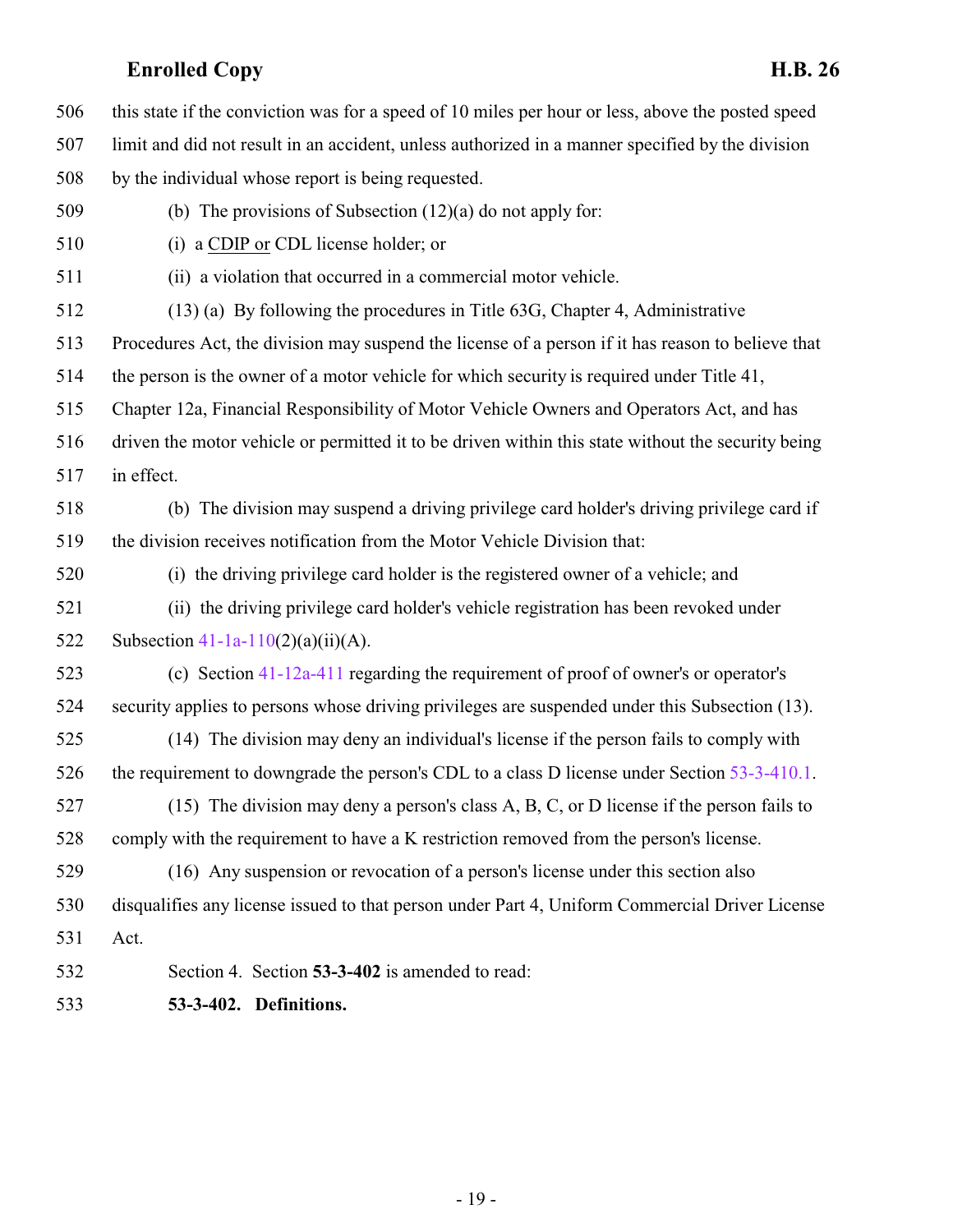this state if the conviction was for a speed of 10 miles per hour or less, above the posted speed limit and did not result in an accident, unless authorized in a manner specified by the division by the individual whose report is being requested.

(b) The provisions of Subsection (12)(a) do not apply for:

(i) a CDIP or CDL license holder; or

(ii) a violation that occurred in a commercial motor vehicle.

(13) (a) By following the procedures in Title 63G, Chapter 4, Administrative Procedures Act, the division may suspend the license of a person if it has reason to believe that the person is the owner of a motor vehicle for which security is required under Title 41, Chapter 12a, Financial Responsibility of Motor Vehicle Owners and Operators Act, and has driven the motor vehicle or permitted it to be driven within this state without the security being in effect.

(b) The division may suspend a driving privilege card holder's driving privilege card if the division receives notification from the Motor Vehicle Division that:

(i) the driving privilege card holder is the registered owner of a vehicle; and

(ii) the driving privilege card holder's vehicle registration has been revoked under Subsection 41-1a-110(2)(a)(ii)(A).

(c) Section 41-12a-411 regarding the requirement of proof of owner's or operator's security applies to persons whose driving privileges are suspended under this Subsection (13).

(14) The division may deny an individual's license if the person fails to comply with the requirement to downgrade the person's CDL to a class D license under Section 53-3-410.1.

(15) The division may deny a person's class A, B, C, or D license if the person fails to comply with the requirement to have a K restriction removed from the person's license.

(16) Any suspension or revocation of a person's license under this section also disqualifies any license issued to that person under Part 4, Uniform Commercial Driver License Act.

Section 4. Section **53-3-402** is amended to read:

**53-3-402. Definitions.**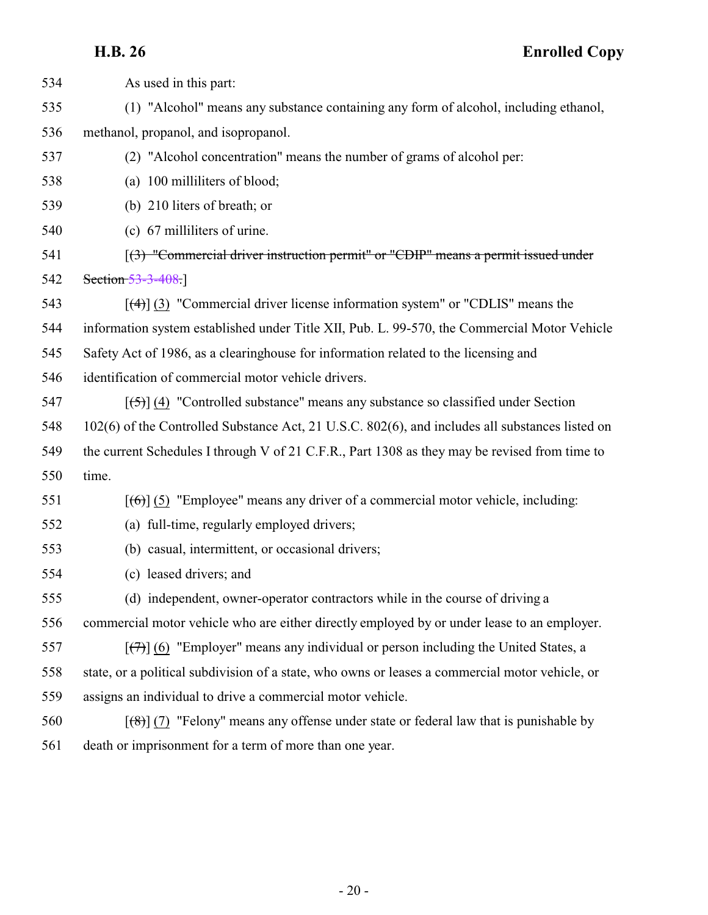As used in this part:

(1) "Alcohol" means any substance containing any form of alcohol, including ethanol, methanol, propanol, and isopropanol.

(2) "Alcohol concentration" means the number of grams of alcohol per:

(a) 100 milliliters of blood;

(b) 210 liters of breath; or

(c) 67 milliliters of urine.

[~~(3) "Commercial driver instruction permit" or "CDIP" means a permit issued under Section 53-3-408.~~]

[~~(4)~~] (3) "Commercial driver license information system" or "CDLIS" means the information system established under Title XII, Pub. L. 99-570, the Commercial Motor Vehicle Safety Act of 1986, as a clearinghouse for information related to the licensing and identification of commercial motor vehicle drivers.

[~~(5)~~] (4) "Controlled substance" means any substance so classified under Section 102(6) of the Controlled Substance Act, 21 U.S.C. 802(6), and includes all substances listed on the current Schedules I through V of 21 C.F.R., Part 1308 as they may be revised from time to time.

[~~(6)~~] (5) "Employee" means any driver of a commercial motor vehicle, including:

(a) full-time, regularly employed drivers;

(b) casual, intermittent, or occasional drivers;

(c) leased drivers; and

(d) independent, owner-operator contractors while in the course of driving a commercial motor vehicle who are either directly employed by or under lease to an employer.

[~~(7)~~] (6) "Employer" means any individual or person including the United States, a state, or a political subdivision of a state, who owns or leases a commercial motor vehicle, or assigns an individual to drive a commercial motor vehicle.

[~~(8)~~] (7) "Felony" means any offense under state or federal law that is punishable by death or imprisonment for a term of more than one year.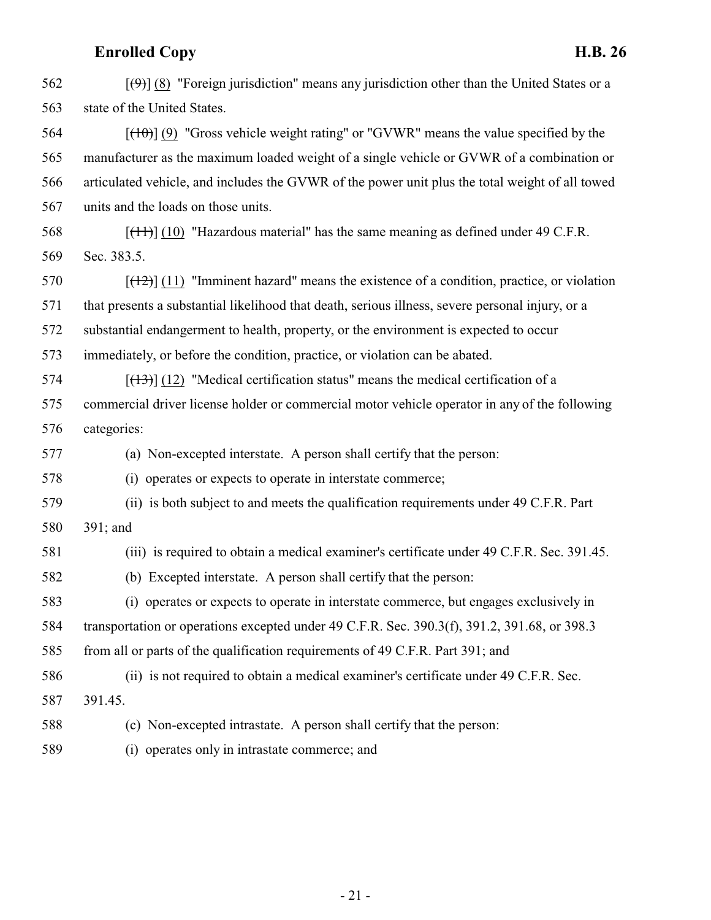562 [~~(9)~~] (8) "Foreign jurisdiction" means any jurisdiction other than the United States or a
563 state of the United States.

564 [~~(10)~~] (9) "Gross vehicle weight rating" or "GVWR" means the value specified by the
565 manufacturer as the maximum loaded weight of a single vehicle or GVWR of a combination or
566 articulated vehicle, and includes the GVWR of the power unit plus the total weight of all towed
567 units and the loads on those units.

568 [~~(11)~~] (10) "Hazardous material" has the same meaning as defined under 49 C.F.R.
569 Sec. 383.5.

570 [~~(12)~~] (11) "Imminent hazard" means the existence of a condition, practice, or violation
571 that presents a substantial likelihood that death, serious illness, severe personal injury, or a
572 substantial endangerment to health, property, or the environment is expected to occur
573 immediately, or before the condition, practice, or violation can be abated.

574 [~~(13)~~] (12) "Medical certification status" means the medical certification of a
575 commercial driver license holder or commercial motor vehicle operator in any of the following
576 categories:

577 (a) Non-excepted interstate. A person shall certify that the person:

578 (i) operates or expects to operate in interstate commerce;

579 (ii) is both subject to and meets the qualification requirements under 49 C.F.R. Part
580 391; and

581 (iii) is required to obtain a medical examiner's certificate under 49 C.F.R. Sec. 391.45.

582 (b) Excepted interstate. A person shall certify that the person:

583 (i) operates or expects to operate in interstate commerce, but engages exclusively in
584 transportation or operations excepted under 49 C.F.R. Sec. 390.3(f), 391.2, 391.68, or 398.3
585 from all or parts of the qualification requirements of 49 C.F.R. Part 391; and

586 (ii) is not required to obtain a medical examiner's certificate under 49 C.F.R. Sec.
587 391.45.

588 (c) Non-excepted intrastate. A person shall certify that the person:

589 (i) operates only in intrastate commerce; and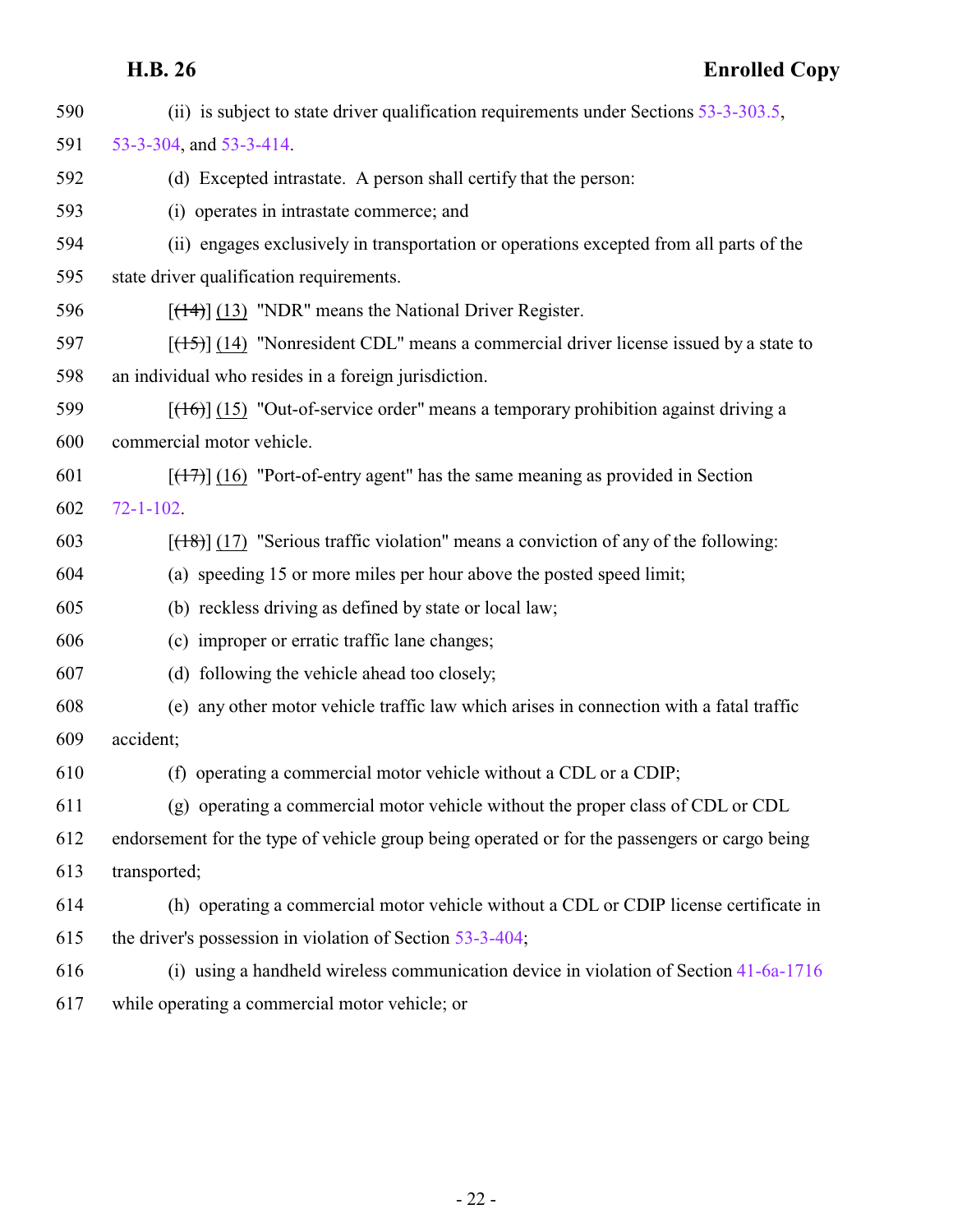(ii) is subject to state driver qualification requirements under Sections 53-3-303.5, 53-3-304, and 53-3-414.

(d) Excepted intrastate. A person shall certify that the person:

(i) operates in intrastate commerce; and

(ii) engages exclusively in transportation or operations excepted from all parts of the state driver qualification requirements.

[~~(14)~~] (13) "NDR" means the National Driver Register.

[~~(15)~~] (14) "Nonresident CDL" means a commercial driver license issued by a state to an individual who resides in a foreign jurisdiction.

[~~(16)~~] (15) "Out-of-service order" means a temporary prohibition against driving a commercial motor vehicle.

[~~(17)~~] (16) "Port-of-entry agent" has the same meaning as provided in Section 72-1-102.

[~~(18)~~] (17) "Serious traffic violation" means a conviction of any of the following:

(a) speeding 15 or more miles per hour above the posted speed limit;

(b) reckless driving as defined by state or local law;

(c) improper or erratic traffic lane changes;

(d) following the vehicle ahead too closely;

(e) any other motor vehicle traffic law which arises in connection with a fatal traffic accident;

(f) operating a commercial motor vehicle without a CDL or a CDIP;

(g) operating a commercial motor vehicle without the proper class of CDL or CDL endorsement for the type of vehicle group being operated or for the passengers or cargo being transported;

(h) operating a commercial motor vehicle without a CDL or CDIP license certificate in the driver's possession in violation of Section 53-3-404;

(i) using a handheld wireless communication device in violation of Section 41-6a-1716 while operating a commercial motor vehicle; or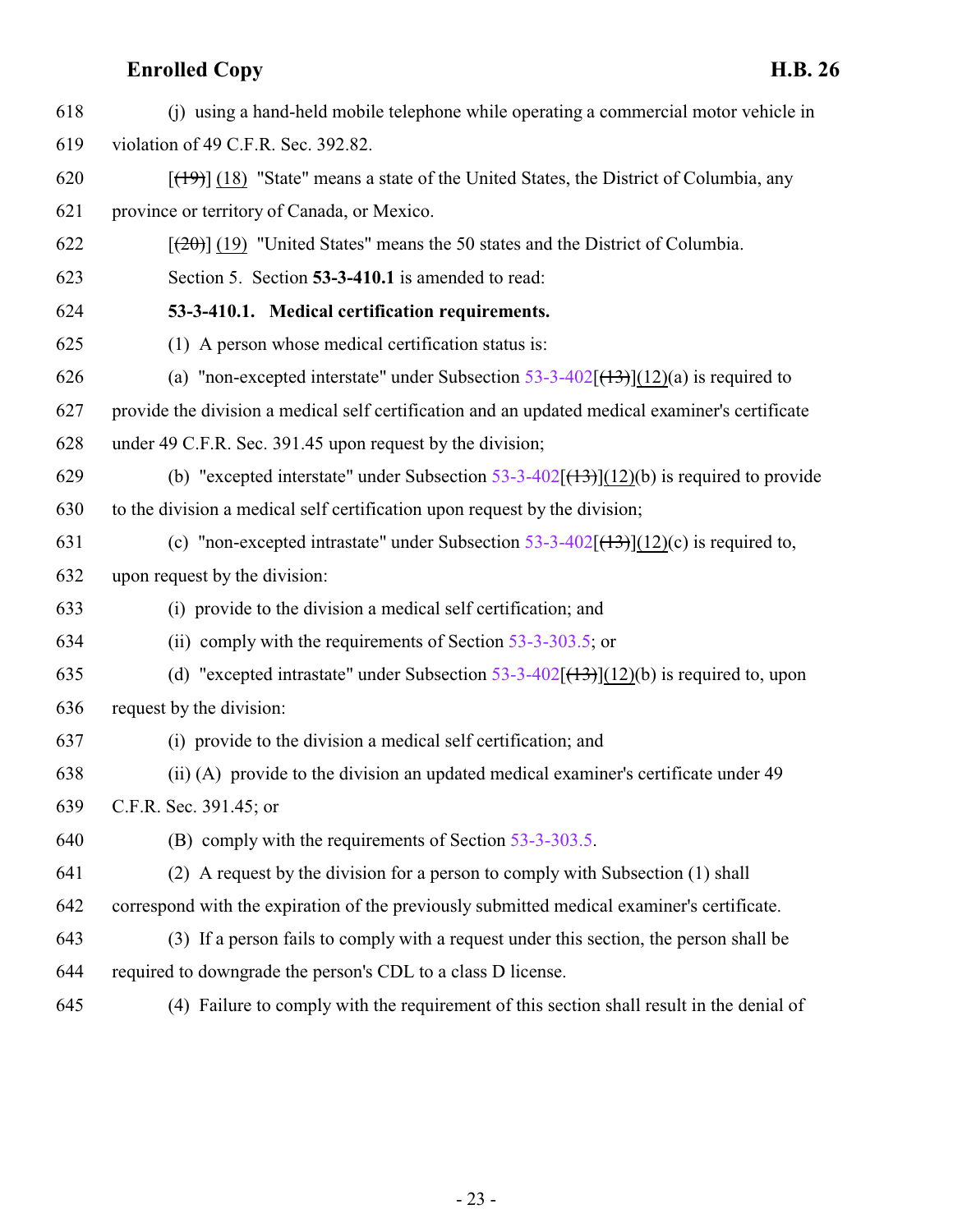618 (j) using a hand-held mobile telephone while operating a commercial motor vehicle in
619 violation of 49 C.F.R. Sec. 392.82.

620 [~~(19)~~] (18) "State" means a state of the United States, the District of Columbia, any
621 province or territory of Canada, or Mexico.

622 [~~(20)~~] (19) "United States" means the 50 states and the District of Columbia.

623 Section 5. Section **53-3-410.1** is amended to read:

624 **53-3-410.1. Medical certification requirements.**

625 (1) A person whose medical certification status is:

626 (a) "non-excepted interstate" under Subsection 53-3-402[~~(13)~~](12)(a) is required to
627 provide the division a medical self certification and an updated medical examiner's certificate
628 under 49 C.F.R. Sec. 391.45 upon request by the division;

629 (b) "excepted interstate" under Subsection 53-3-402[~~(13)~~](12)(b) is required to provide
630 to the division a medical self certification upon request by the division;

631 (c) "non-excepted intrastate" under Subsection 53-3-402[~~(13)~~](12)(c) is required to,
632 upon request by the division:

633 (i) provide to the division a medical self certification; and

634 (ii) comply with the requirements of Section 53-3-303.5; or

635 (d) "excepted intrastate" under Subsection 53-3-402[~~(13)~~](12)(b) is required to, upon
636 request by the division:

637 (i) provide to the division a medical self certification; and

638 (ii) (A) provide to the division an updated medical examiner's certificate under 49
639 C.F.R. Sec. 391.45; or

640 (B) comply with the requirements of Section 53-3-303.5.

641 (2) A request by the division for a person to comply with Subsection (1) shall
642 correspond with the expiration of the previously submitted medical examiner's certificate.

643 (3) If a person fails to comply with a request under this section, the person shall be
644 required to downgrade the person's CDL to a class D license.

645 (4) Failure to comply with the requirement of this section shall result in the denial of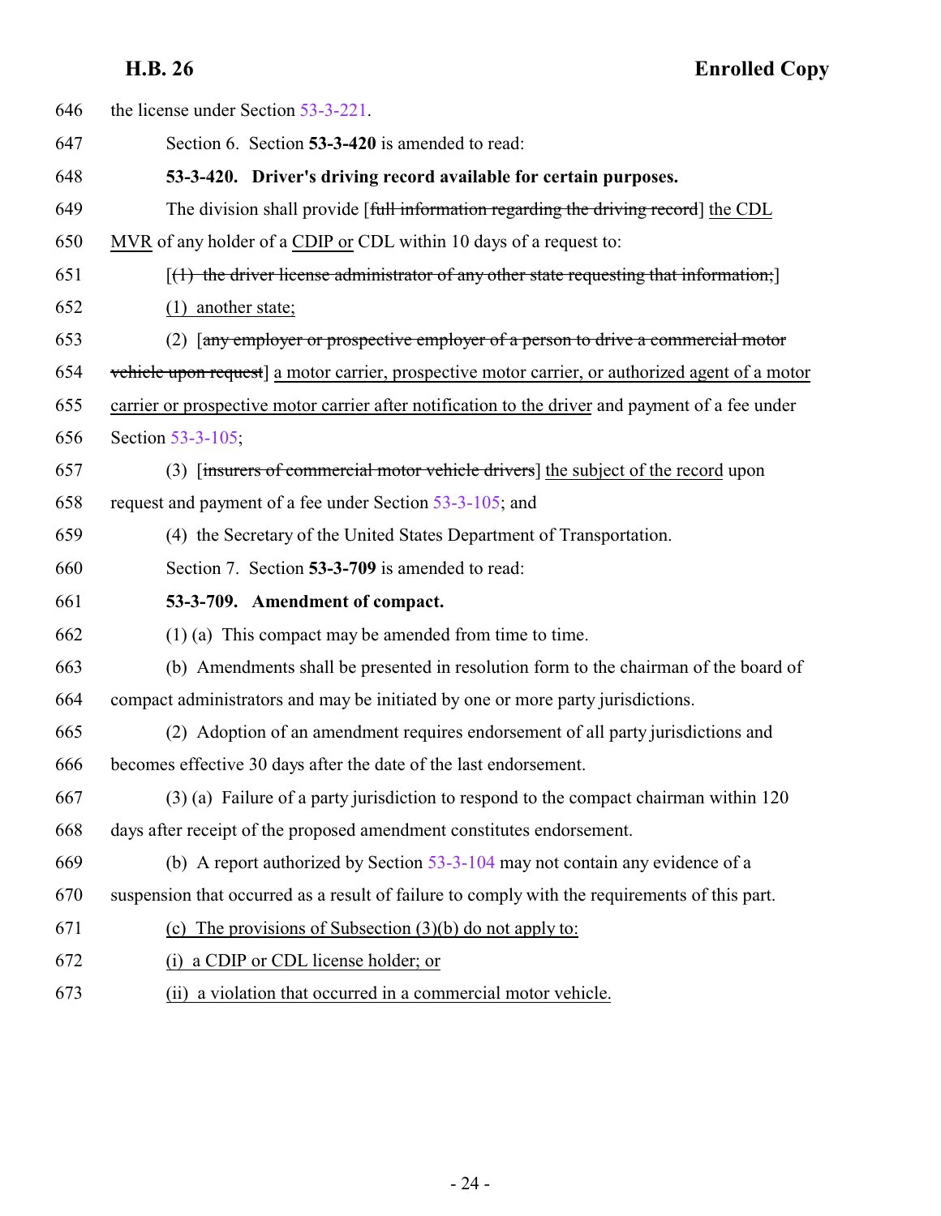the license under Section 53-3-221.

Section 6. Section **53-3-420** is amended to read:

**53-3-420. Driver's driving record available for certain purposes.**

The division shall provide [~~full information regarding the driving record~~] <u>the CDL MVR</u> of any holder of a <u>CDIP or</u> CDL within 10 days of a request to:

[~~(1) the driver license administrator of any other state requesting that information;~~]

<u>(1) another state;</u>

(2) [~~any employer or prospective employer of a person to drive a commercial motor vehicle upon request~~] <u>a motor carrier, prospective motor carrier, or authorized agent of a motor carrier or prospective motor carrier after notification to the driver</u> and payment of a fee under Section 53-3-105;

(3) [~~insurers of commercial motor vehicle drivers~~] <u>the subject of the record</u> upon request and payment of a fee under Section 53-3-105; and

(4) the Secretary of the United States Department of Transportation.

Section 7. Section **53-3-709** is amended to read:

**53-3-709. Amendment of compact.**

(1) (a) This compact may be amended from time to time.

(b) Amendments shall be presented in resolution form to the chairman of the board of compact administrators and may be initiated by one or more party jurisdictions.

(2) Adoption of an amendment requires endorsement of all party jurisdictions and becomes effective 30 days after the date of the last endorsement.

(3) (a) Failure of a party jurisdiction to respond to the compact chairman within 120 days after receipt of the proposed amendment constitutes endorsement.

(b) A report authorized by Section 53-3-104 may not contain any evidence of a suspension that occurred as a result of failure to comply with the requirements of this part.

<u>(c) The provisions of Subsection (3)(b) do not apply to:</u>

<u>(i) a CDIP or CDL license holder; or</u>

<u>(ii) a violation that occurred in a commercial motor vehicle.</u>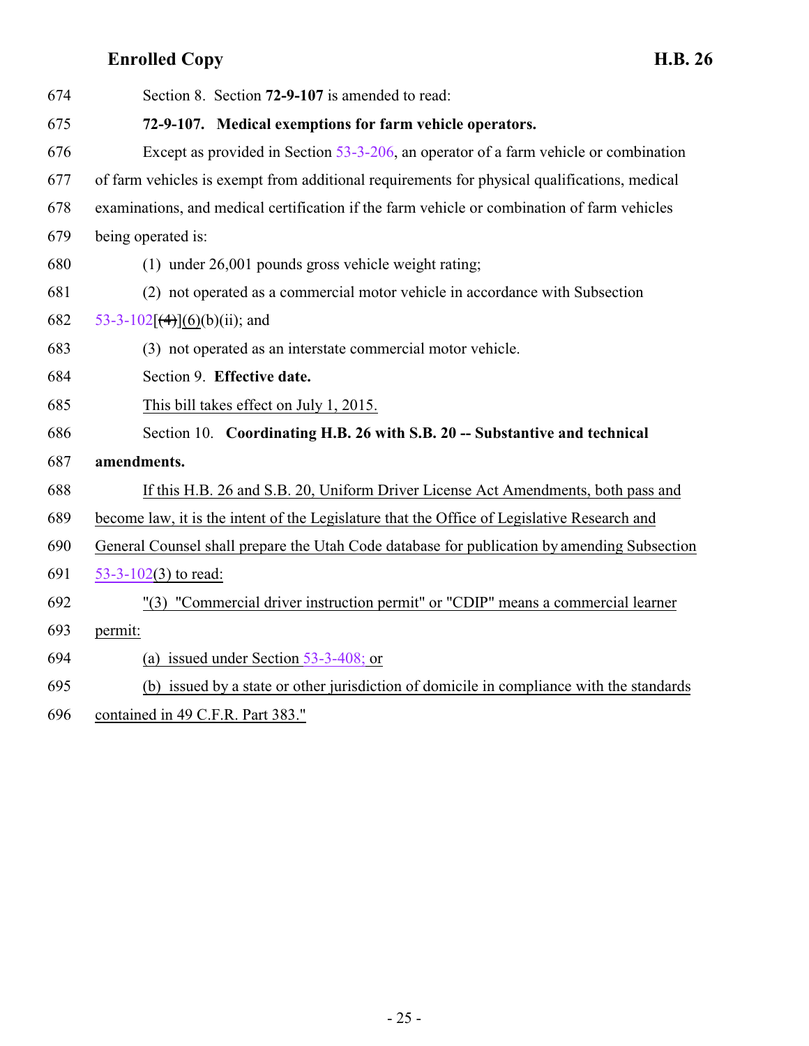Section 8. Section **72-9-107** is amended to read:

**72-9-107. Medical exemptions for farm vehicle operators.**

Except as provided in Section 53-3-206, an operator of a farm vehicle or combination of farm vehicles is exempt from additional requirements for physical qualifications, medical examinations, and medical certification if the farm vehicle or combination of farm vehicles being operated is:

(1) under 26,001 pounds gross vehicle weight rating;

(2) not operated as a commercial motor vehicle in accordance with Subsection 53-3-102[~~(4)~~](6)(b)(ii); and

(3) not operated as an interstate commercial motor vehicle.

Section 9. **Effective date.**

This bill takes effect on July 1, 2015.

Section 10. **Coordinating H.B. 26 with S.B. 20 -- Substantive and technical amendments.**

If this H.B. 26 and S.B. 20, Uniform Driver License Act Amendments, both pass and become law, it is the intent of the Legislature that the Office of Legislative Research and General Counsel shall prepare the Utah Code database for publication by amending Subsection 53-3-102(3) to read:

"(3) "Commercial driver instruction permit" or "CDIP" means a commercial learner permit:

(a) issued under Section 53-3-408; or

(b) issued by a state or other jurisdiction of domicile in compliance with the standards contained in 49 C.F.R. Part 383."